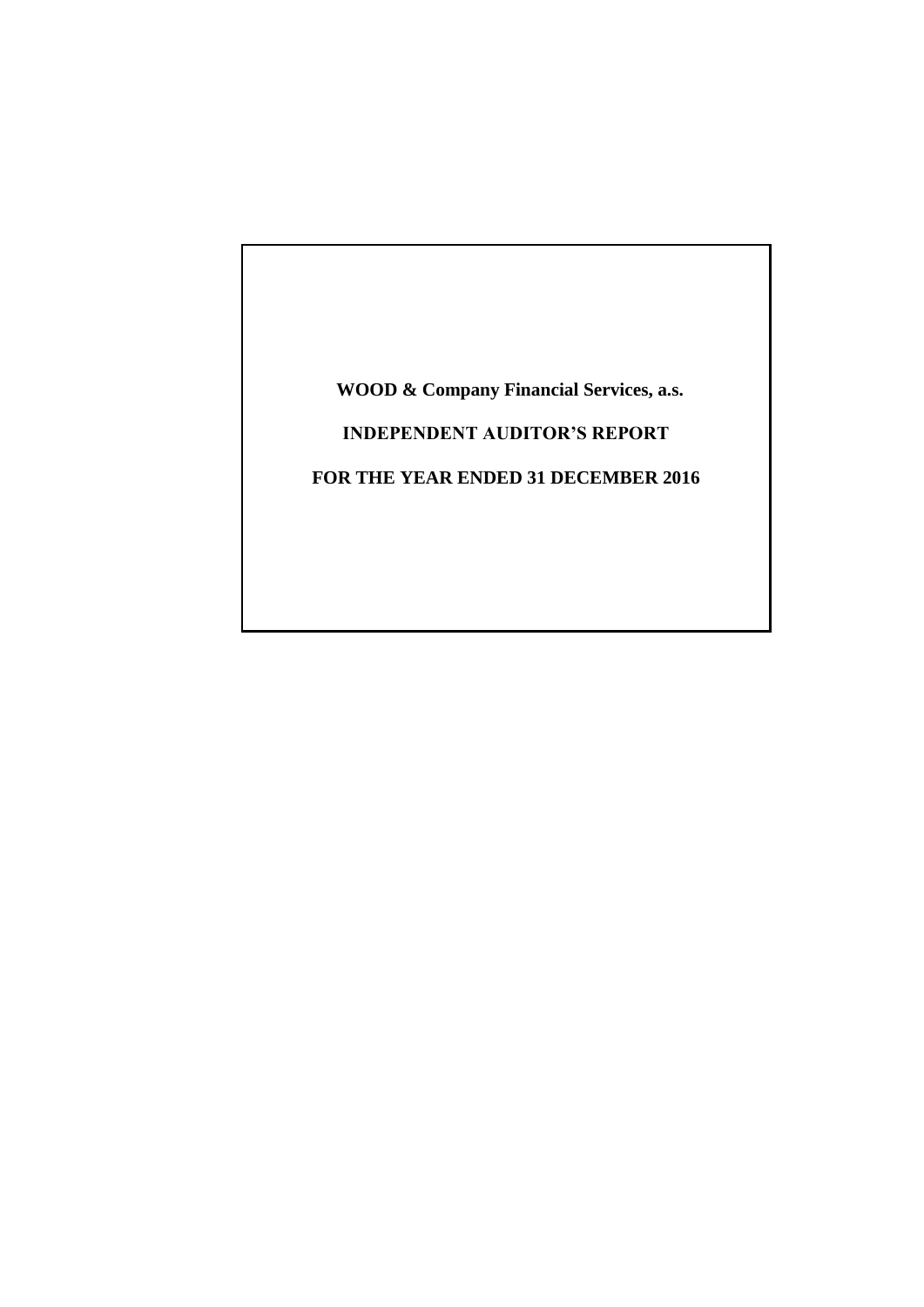**WOOD & Company Financial Services, a.s.**

**INDEPENDENT AUDITOR'S REPORT**

**FOR THE YEAR ENDED 31 DECEMBER 2016**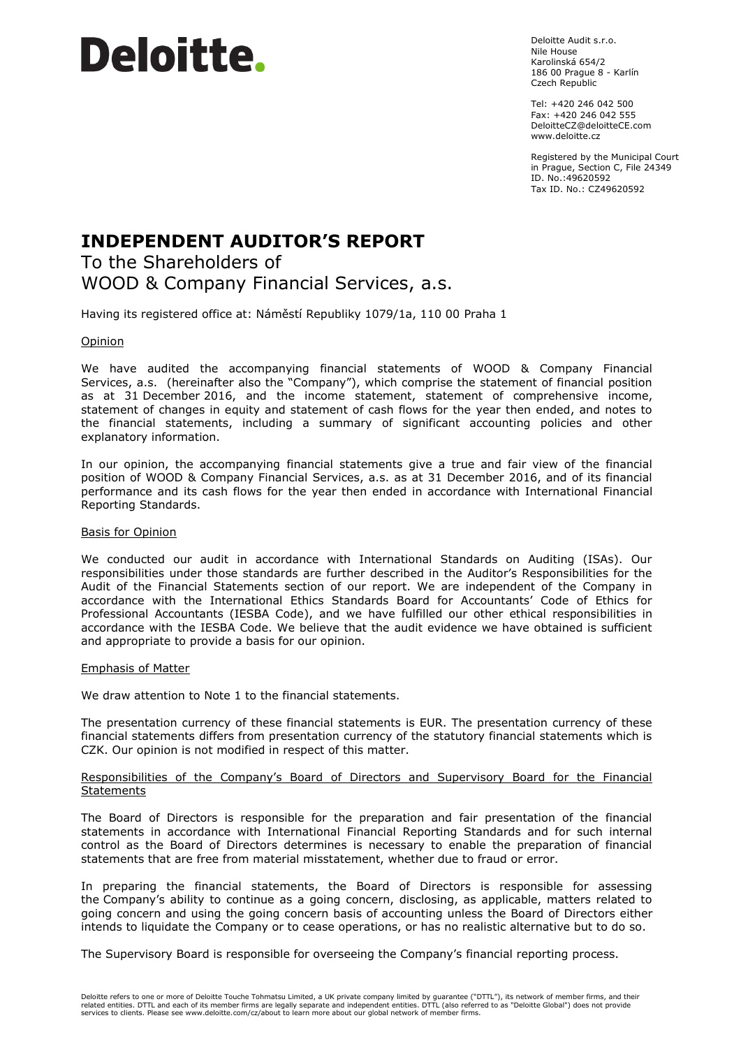# Deloitte.

Deloitte Audit s.r.o.
Nile House
Karolinská 654/2
186 00 Prague 8 - Karlín
Czech Republic

Tel: +420 246 042 500
Fax: +420 246 042 555
DeloitteCZ@deloitteCE.com
www.deloitte.cz

Registered by the Municipal Court in Prague, Section C, File 24349
ID. No.:49620592
Tax ID. No.: CZ49620592

# INDEPENDENT AUDITOR'S REPORT

To the Shareholders of
WOOD & Company Financial Services, a.s.

Having its registered office at: Náměstí Republiky 1079/1a, 110 00 Praha 1

## Opinion

We have audited the accompanying financial statements of WOOD & Company Financial Services, a.s. (hereinafter also the "Company"), which comprise the statement of financial position as at 31 December 2016, and the income statement, statement of comprehensive income, statement of changes in equity and statement of cash flows for the year then ended, and notes to the financial statements, including a summary of significant accounting policies and other explanatory information.

In our opinion, the accompanying financial statements give a true and fair view of the financial position of WOOD & Company Financial Services, a.s. as at 31 December 2016, and of its financial performance and its cash flows for the year then ended in accordance with International Financial Reporting Standards.

## Basis for Opinion

We conducted our audit in accordance with International Standards on Auditing (ISAs). Our responsibilities under those standards are further described in the Auditor's Responsibilities for the Audit of the Financial Statements section of our report. We are independent of the Company in accordance with the International Ethics Standards Board for Accountants' Code of Ethics for Professional Accountants (IESBA Code), and we have fulfilled our other ethical responsibilities in accordance with the IESBA Code. We believe that the audit evidence we have obtained is sufficient and appropriate to provide a basis for our opinion.

## Emphasis of Matter

We draw attention to Note 1 to the financial statements.

The presentation currency of these financial statements is EUR. The presentation currency of these financial statements differs from presentation currency of the statutory financial statements which is CZK. Our opinion is not modified in respect of this matter.

## Responsibilities of the Company's Board of Directors and Supervisory Board for the Financial Statements

The Board of Directors is responsible for the preparation and fair presentation of the financial statements in accordance with International Financial Reporting Standards and for such internal control as the Board of Directors determines is necessary to enable the preparation of financial statements that are free from material misstatement, whether due to fraud or error.

In preparing the financial statements, the Board of Directors is responsible for assessing the Company's ability to continue as a going concern, disclosing, as applicable, matters related to going concern and using the going concern basis of accounting unless the Board of Directors either intends to liquidate the Company or to cease operations, or has no realistic alternative but to do so.

The Supervisory Board is responsible for overseeing the Company's financial reporting process.

Deloitte refers to one or more of Deloitte Touche Tohmatsu Limited, a UK private company limited by guarantee ("DTTL"), its network of member firms, and their related entities. DTTL and each of its member firms are legally separate and independent entities. DTTL (also referred to as "Deloitte Global") does not provide services to clients. Please see www.deloitte.com/cz/about to learn more about our global network of member firms.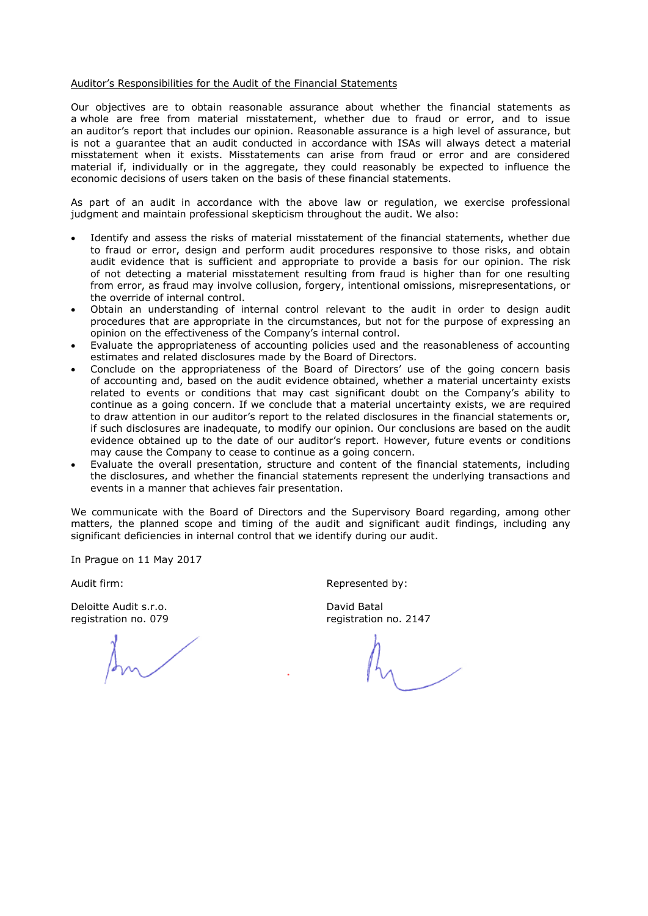Auditor’s Responsibilities for the Audit of the Financial Statements

Our objectives are to obtain reasonable assurance about whether the financial statements as a whole are free from material misstatement, whether due to fraud or error, and to issue an auditor’s report that includes our opinion. Reasonable assurance is a high level of assurance, but is not a guarantee that an audit conducted in accordance with ISAs will always detect a material misstatement when it exists. Misstatements can arise from fraud or error and are considered material if, individually or in the aggregate, they could reasonably be expected to influence the economic decisions of users taken on the basis of these financial statements.

As part of an audit in accordance with the above law or regulation, we exercise professional judgment and maintain professional skepticism throughout the audit. We also:

- Identify and assess the risks of material misstatement of the financial statements, whether due to fraud or error, design and perform audit procedures responsive to those risks, and obtain audit evidence that is sufficient and appropriate to provide a basis for our opinion. The risk of not detecting a material misstatement resulting from fraud is higher than for one resulting from error, as fraud may involve collusion, forgery, intentional omissions, misrepresentations, or the override of internal control.
- Obtain an understanding of internal control relevant to the audit in order to design audit procedures that are appropriate in the circumstances, but not for the purpose of expressing an opinion on the effectiveness of the Company’s internal control.
- Evaluate the appropriateness of accounting policies used and the reasonableness of accounting estimates and related disclosures made by the Board of Directors.
- Conclude on the appropriateness of the Board of Directors’ use of the going concern basis of accounting and, based on the audit evidence obtained, whether a material uncertainty exists related to events or conditions that may cast significant doubt on the Company’s ability to continue as a going concern. If we conclude that a material uncertainty exists, we are required to draw attention in our auditor’s report to the related disclosures in the financial statements or, if such disclosures are inadequate, to modify our opinion. Our conclusions are based on the audit evidence obtained up to the date of our auditor’s report. However, future events or conditions may cause the Company to cease to continue as a going concern.
- Evaluate the overall presentation, structure and content of the financial statements, including the disclosures, and whether the financial statements represent the underlying transactions and events in a manner that achieves fair presentation.

We communicate with the Board of Directors and the Supervisory Board regarding, among other matters, the planned scope and timing of the audit and significant audit findings, including any significant deficiencies in internal control that we identify during our audit.

In Prague on 11 May 2017

Audit firm:

Deloitte Audit s.r.o.
registration no. 079

Represented by:

David Batal
registration no. 2147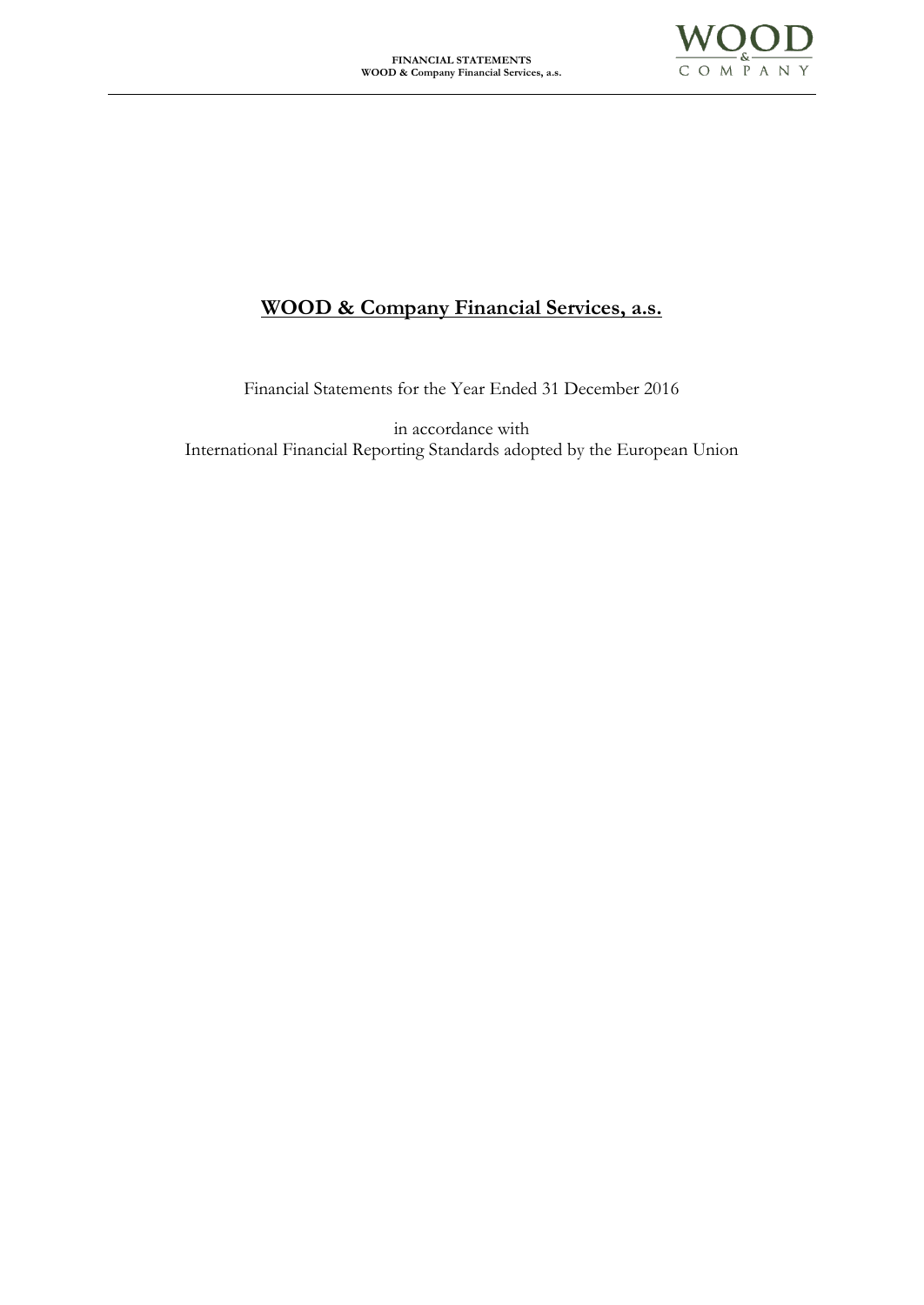# WOOD & Company Financial Services, a.s.

Financial Statements for the Year Ended 31 December 2016

in accordance with  
International Financial Reporting Standards adopted by the European Union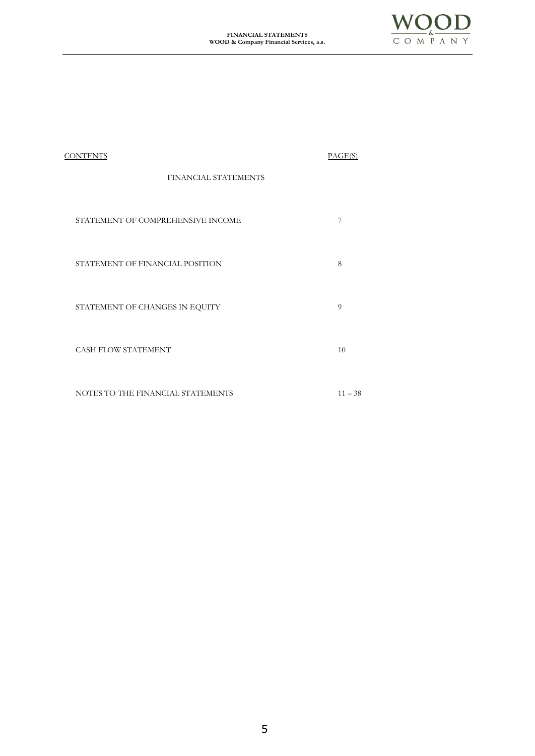| CONTENTS | PAGE(S) |
| --- | --- |
| FINANCIAL STATEMENTS | |
| STATEMENT OF COMPREHENSIVE INCOME | 7 |
| STATEMENT OF FINANCIAL POSITION | 8 |
| STATEMENT OF CHANGES IN EQUITY | 9 |
| CASH FLOW STATEMENT | 10 |
| NOTES TO THE FINANCIAL STATEMENTS | 11 – 38 |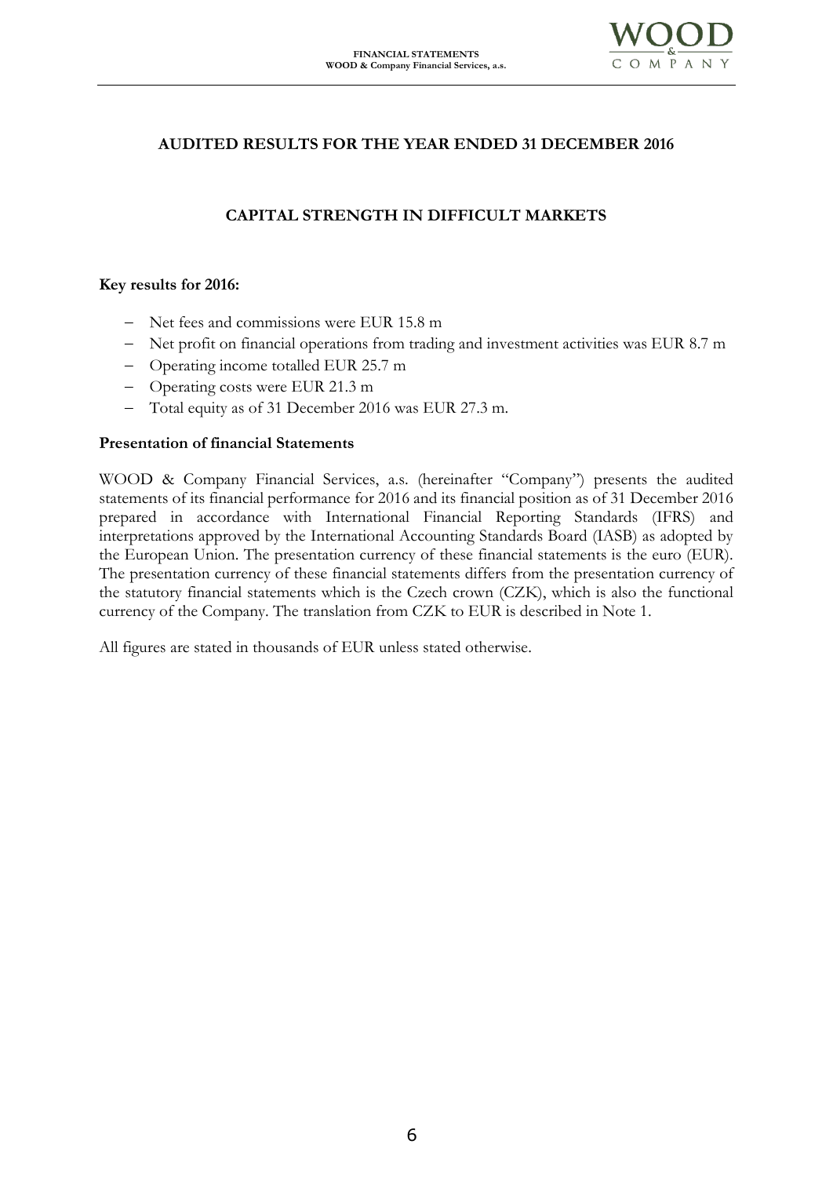# AUDITED RESULTS FOR THE YEAR ENDED 31 DECEMBER 2016

## CAPITAL STRENGTH IN DIFFICULT MARKETS

**Key results for 2016:**

- Net fees and commissions were EUR 15.8 m
- Net profit on financial operations from trading and investment activities was EUR 8.7 m
- Operating income totalled EUR 25.7 m
- Operating costs were EUR 21.3 m
- Total equity as of 31 December 2016 was EUR 27.3 m.

**Presentation of financial Statements**

WOOD & Company Financial Services, a.s. (hereinafter "Company") presents the audited statements of its financial performance for 2016 and its financial position as of 31 December 2016 prepared in accordance with International Financial Reporting Standards (IFRS) and interpretations approved by the International Accounting Standards Board (IASB) as adopted by the European Union. The presentation currency of these financial statements is the euro (EUR). The presentation currency of these financial statements differs from the presentation currency of the statutory financial statements which is the Czech crown (CZK), which is also the functional currency of the Company. The translation from CZK to EUR is described in Note 1.

All figures are stated in thousands of EUR unless stated otherwise.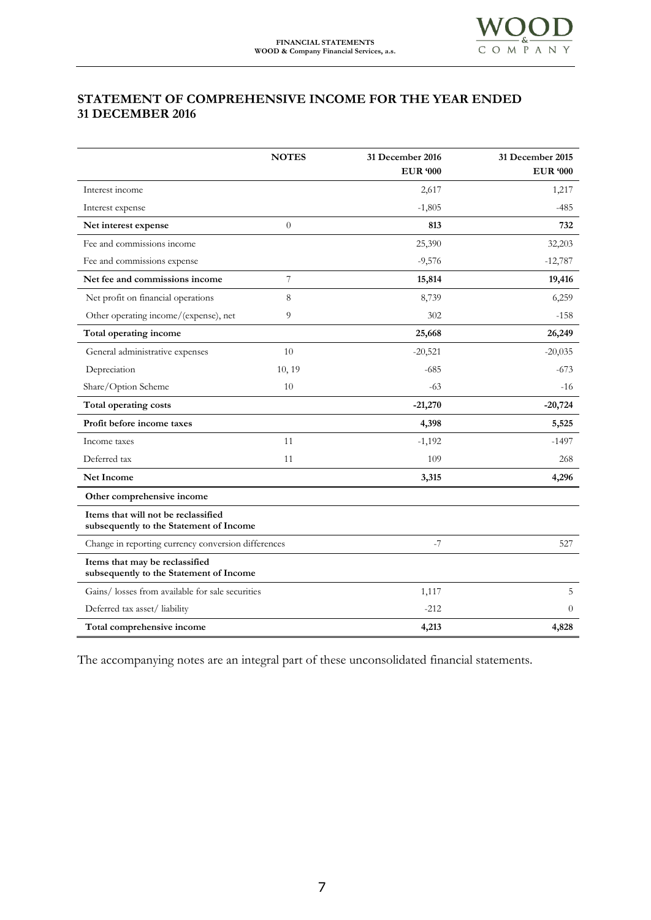## STATEMENT OF COMPREHENSIVE INCOME FOR THE YEAR ENDED 31 DECEMBER 2016

| | NOTES | 31 December 2016<br>EUR '000 | 31 December 2015<br>EUR '000 |
|---|---|---|---|
| Interest income | | 2,617 | 1,217 |
| Interest expense | | -1,805 | -485 |
| **Net interest expense** | 0 | **813** | **732** |
| Fee and commissions income | | 25,390 | 32,203 |
| Fee and commissions expense | | -9,576 | -12,787 |
| **Net fee and commissions income** | 7 | **15,814** | **19,416** |
| Net profit on financial operations | 8 | 8,739 | 6,259 |
| Other operating income/(expense), net | 9 | 302 | -158 |
| **Total operating income** | | **25,668** | **26,249** |
| General administrative expenses | 10 | -20,521 | -20,035 |
| Depreciation | 10, 19 | -685 | -673 |
| Share/Option Scheme | 10 | -63 | -16 |
| **Total operating costs** | | **-21,270** | **-20,724** |
| **Profit before income taxes** | | **4,398** | **5,525** |
| Income taxes | 11 | -1,192 | -1497 |
| Deferred tax | 11 | 109 | 268 |
| **Net Income** | | **3,315** | **4,296** |
| **Other comprehensive income** | | | |
| **Items that will not be reclassified subsequently to the Statement of Income** | | | |
| Change in reporting currency conversion differences | | -7 | 527 |
| **Items that may be reclassified subsequently to the Statement of Income** | | | |
| Gains/ losses from available for sale securities | | 1,117 | 5 |
| Deferred tax asset/ liability | | -212 | 0 |
| **Total comprehensive income** | | **4,213** | **4,828** |

The accompanying notes are an integral part of these unconsolidated financial statements.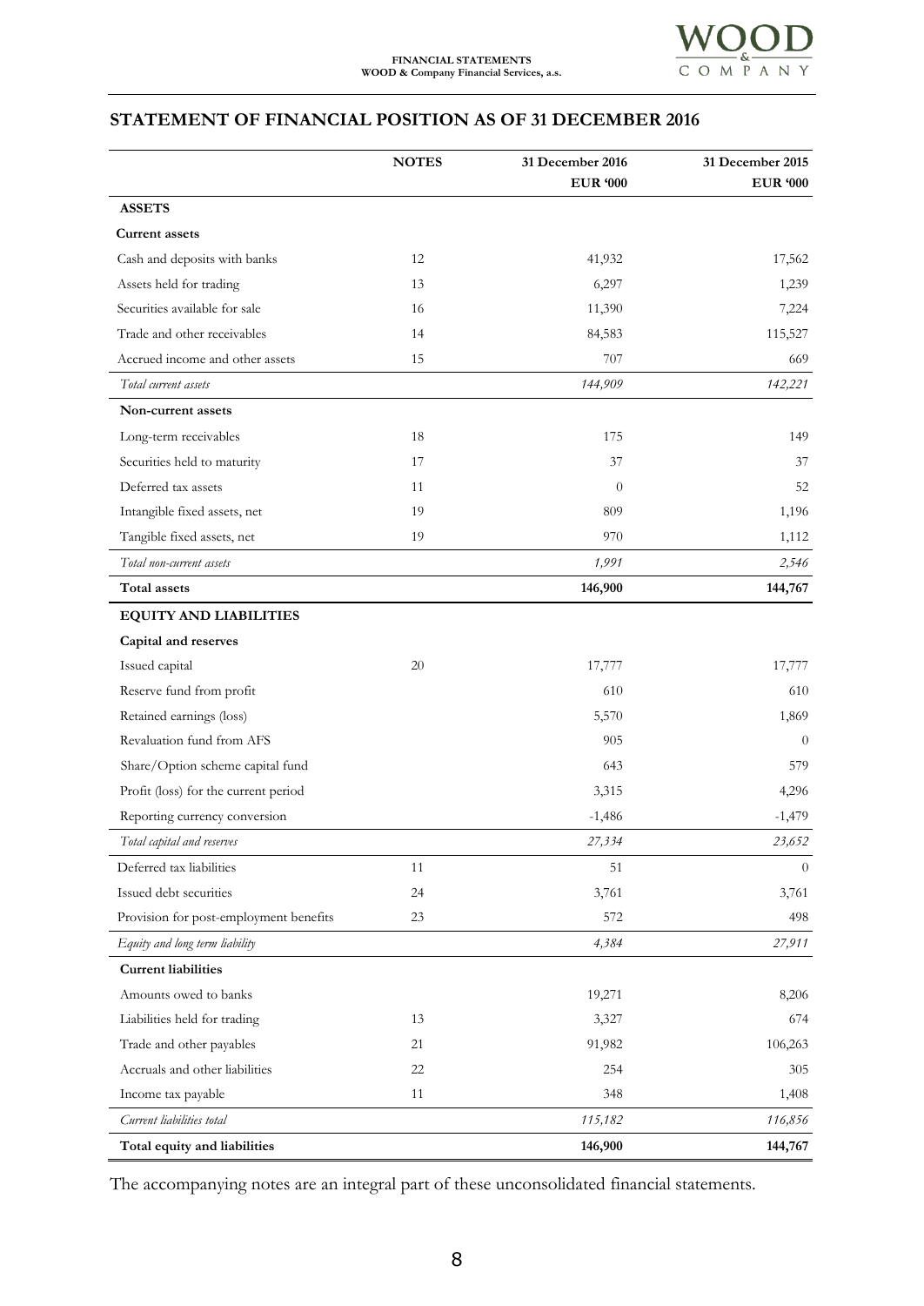## STATEMENT OF FINANCIAL POSITION AS OF 31 DECEMBER 2016

| | NOTES | 31 December 2016 EUR '000 | 31 December 2015 EUR '000 |
|---|---|---|---|
| **ASSETS** | | | |
| **Current assets** | | | |
| Cash and deposits with banks | 12 | 41,932 | 17,562 |
| Assets held for trading | 13 | 6,297 | 1,239 |
| Securities available for sale | 16 | 11,390 | 7,224 |
| Trade and other receivables | 14 | 84,583 | 115,527 |
| Accrued income and other assets | 15 | 707 | 669 |
| *Total current assets* | | *144,909* | *142,221* |
| **Non-current assets** | | | |
| Long-term receivables | 18 | 175 | 149 |
| Securities held to maturity | 17 | 37 | 37 |
| Deferred tax assets | 11 | 0 | 52 |
| Intangible fixed assets, net | 19 | 809 | 1,196 |
| Tangible fixed assets, net | 19 | 970 | 1,112 |
| *Total non-current assets* | | *1,991* | *2,546* |
| **Total assets** | | **146,900** | **144,767** |
| **EQUITY AND LIABILITIES** | | | |
| **Capital and reserves** | | | |
| Issued capital | 20 | 17,777 | 17,777 |
| Reserve fund from profit | | 610 | 610 |
| Retained earnings (loss) | | 5,570 | 1,869 |
| Revaluation fund from AFS | | 905 | 0 |
| Share/Option scheme capital fund | | 643 | 579 |
| Profit (loss) for the current period | | 3,315 | 4,296 |
| Reporting currency conversion | | -1,486 | -1,479 |
| *Total capital and reserves* | | *27,334* | *23,652* |
| Deferred tax liabilities | 11 | 51 | 0 |
| Issued debt securities | 24 | 3,761 | 3,761 |
| Provision for post-employment benefits | 23 | 572 | 498 |
| *Equity and long term liability* | | *4,384* | *27,911* |
| **Current liabilities** | | | |
| Amounts owed to banks | | 19,271 | 8,206 |
| Liabilities held for trading | 13 | 3,327 | 674 |
| Trade and other payables | 21 | 91,982 | 106,263 |
| Accruals and other liabilities | 22 | 254 | 305 |
| Income tax payable | 11 | 348 | 1,408 |
| *Current liabilities total* | | *115,182* | *116,856* |
| **Total equity and liabilities** | | **146,900** | **144,767** |

The accompanying notes are an integral part of these unconsolidated financial statements.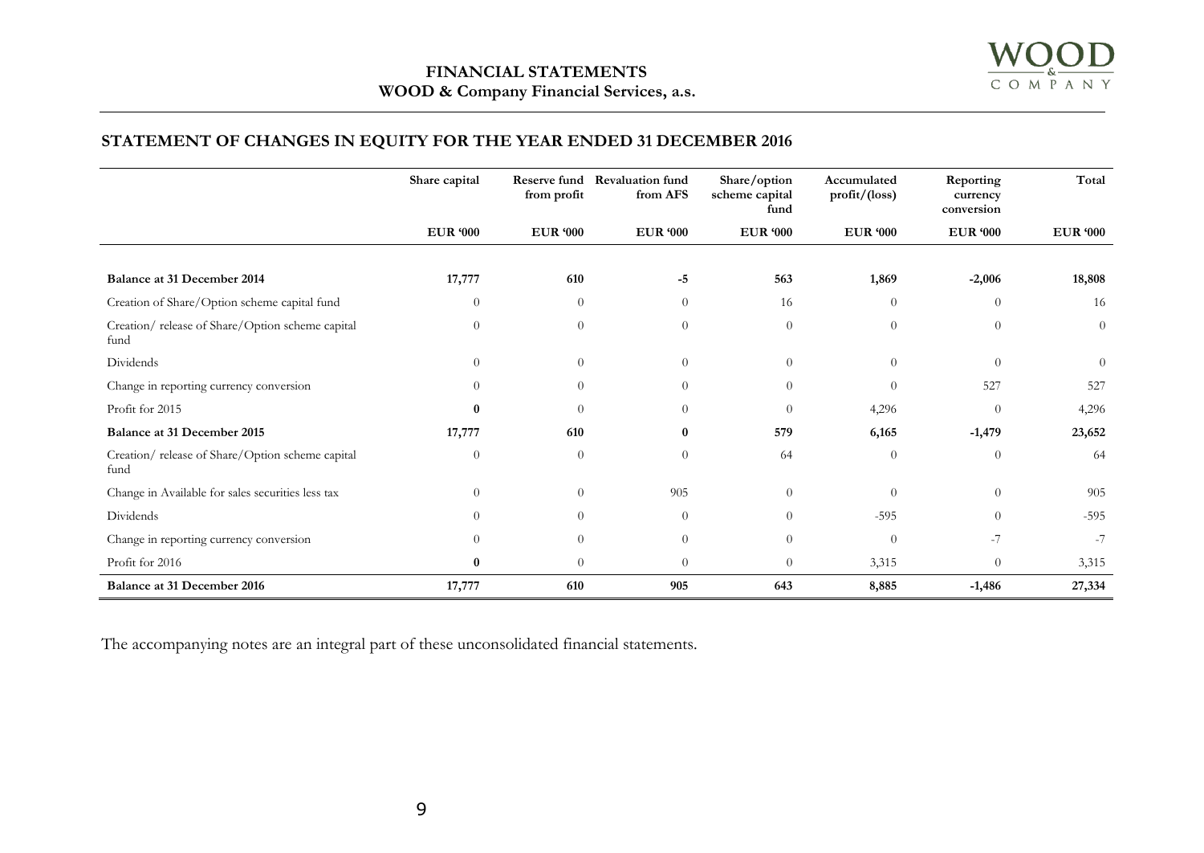## STATEMENT OF CHANGES IN EQUITY FOR THE YEAR ENDED 31 DECEMBER 2016

| | Share capital | Reserve fund from profit | Revaluation fund from AFS | Share/option scheme capital fund | Accumulated profit/(loss) | Reporting currency conversion | Total |
|---|---|---|---|---|---|---|---|
| | EUR '000 | EUR '000 | EUR '000 | EUR '000 | EUR '000 | EUR '000 | EUR '000 |
| **Balance at 31 December 2014** | **17,777** | **610** | **-5** | **563** | **1,869** | **-2,006** | **18,808** |
| Creation of Share/Option scheme capital fund | 0 | 0 | 0 | 16 | 0 | 0 | 16 |
| Creation/ release of Share/Option scheme capital fund | 0 | 0 | 0 | 0 | 0 | 0 | 0 |
| Dividends | 0 | 0 | 0 | 0 | 0 | 0 | 0 |
| Change in reporting currency conversion | 0 | 0 | 0 | 0 | 0 | 527 | 527 |
| Profit for 2015 | **0** | 0 | 0 | 0 | 4,296 | 0 | 4,296 |
| **Balance at 31 December 2015** | **17,777** | **610** | **0** | **579** | **6,165** | **-1,479** | **23,652** |
| Creation/ release of Share/Option scheme capital fund | 0 | 0 | 0 | 64 | 0 | 0 | 64 |
| Change in Available for sales securities less tax | 0 | 0 | 905 | 0 | 0 | 0 | 905 |
| Dividends | 0 | 0 | 0 | 0 | -595 | 0 | -595 |
| Change in reporting currency conversion | 0 | 0 | 0 | 0 | 0 | -7 | -7 |
| Profit for 2016 | **0** | 0 | 0 | 0 | 3,315 | 0 | 3,315 |
| **Balance at 31 December 2016** | **17,777** | **610** | **905** | **643** | **8,885** | **-1,486** | **27,334** |

The accompanying notes are an integral part of these unconsolidated financial statements.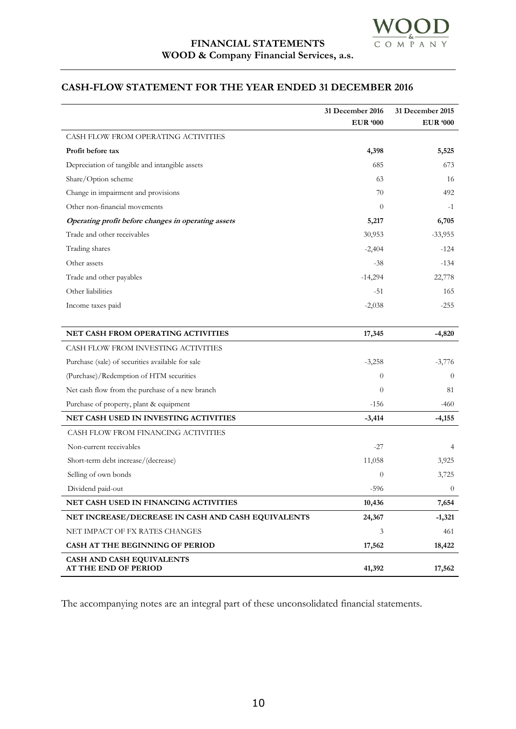# FINANCIAL STATEMENTS
## WOOD & Company Financial Services, a.s.

## CASH-FLOW STATEMENT FOR THE YEAR ENDED 31 DECEMBER 2016

| | 31 December 2016 EUR '000 | 31 December 2015 EUR '000 |
|---|---|---|
| CASH FLOW FROM OPERATING ACTIVITIES | | |
| **Profit before tax** | **4,398** | **5,525** |
| Depreciation of tangible and intangible assets | 685 | 673 |
| Share/Option scheme | 63 | 16 |
| Change in impairment and provisions | 70 | 492 |
| Other non-financial movements | 0 | -1 |
| ***Operating profit before changes in operating assets*** | **5,217** | **6,705** |
| Trade and other receivables | 30,953 | -33,955 |
| Trading shares | -2,404 | -124 |
| Other assets | -38 | -134 |
| Trade and other payables | -14,294 | 22,778 |
| Other liabilities | -51 | 165 |
| Income taxes paid | -2,038 | -255 |
| **NET CASH FROM OPERATING ACTIVITIES** | **17,345** | **-4,820** |
| CASH FLOW FROM INVESTING ACTIVITIES | | |
| Purchase (sale) of securities available for sale | -3,258 | -3,776 |
| (Purchase)/Redemption of HTM securities | 0 | 0 |
| Net cash flow from the purchase of a new branch | 0 | 81 |
| Purchase of property, plant & equipment | -156 | -460 |
| **NET CASH USED IN INVESTING ACTIVITIES** | **-3,414** | **-4,155** |
| CASH FLOW FROM FINANCING ACTIVITIES | | |
| Non-current receivables | -27 | 4 |
| Short-term debt increase/(decrease) | 11,058 | 3,925 |
| Selling of own bonds | 0 | 3,725 |
| Dividend paid-out | -596 | 0 |
| **NET CASH USED IN FINANCING ACTIVITIES** | **10,436** | **7,654** |
| **NET INCREASE/DECREASE IN CASH AND CASH EQUIVALENTS** | **24,367** | **-1,321** |
| NET IMPACT OF FX RATES CHANGES | 3 | 461 |
| **CASH AT THE BEGINNING OF PERIOD** | **17,562** | **18,422** |
| **CASH AND CASH EQUIVALENTS AT THE END OF PERIOD** | **41,392** | **17,562** |

The accompanying notes are an integral part of these unconsolidated financial statements.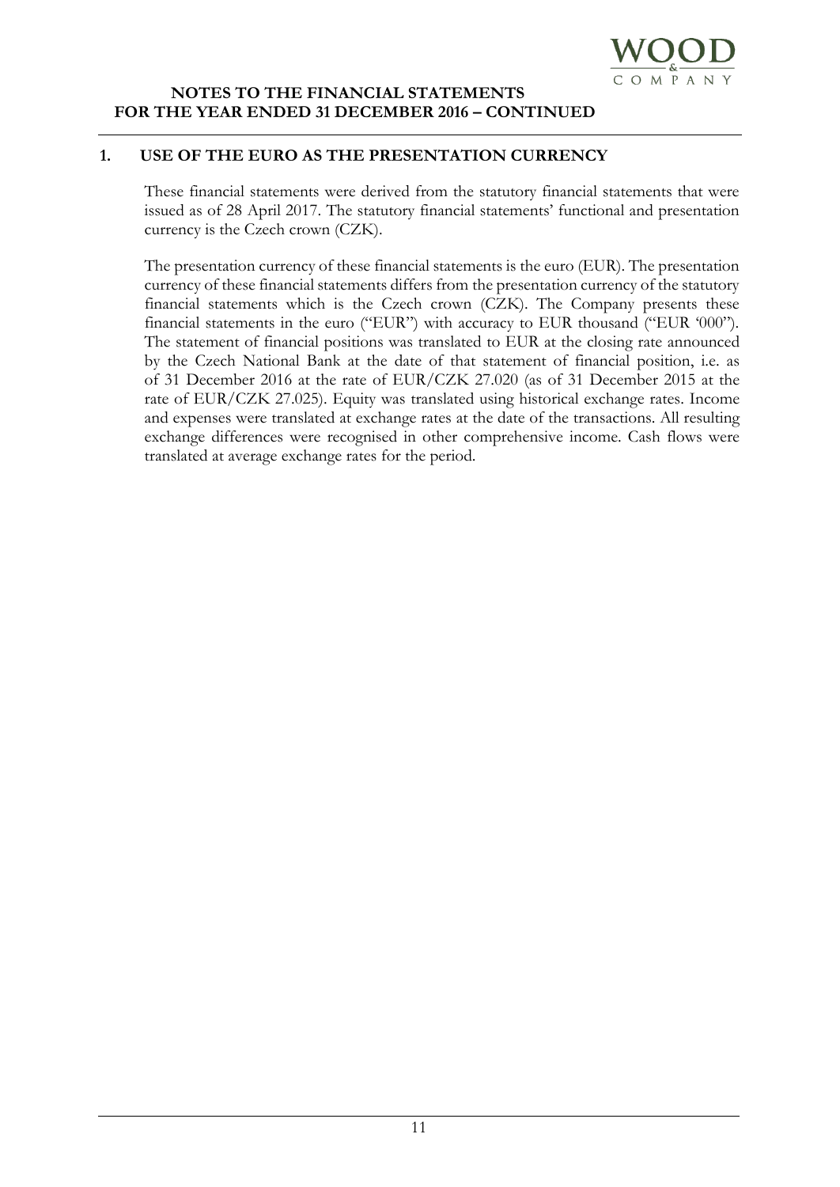## 1. USE OF THE EURO AS THE PRESENTATION CURRENCY

These financial statements were derived from the statutory financial statements that were issued as of 28 April 2017. The statutory financial statements' functional and presentation currency is the Czech crown (CZK).

The presentation currency of these financial statements is the euro (EUR). The presentation currency of these financial statements differs from the presentation currency of the statutory financial statements which is the Czech crown (CZK). The Company presents these financial statements in the euro ("EUR") with accuracy to EUR thousand ("EUR '000"). The statement of financial positions was translated to EUR at the closing rate announced by the Czech National Bank at the date of that statement of financial position, i.e. as of 31 December 2016 at the rate of EUR/CZK 27.020 (as of 31 December 2015 at the rate of EUR/CZK 27.025). Equity was translated using historical exchange rates. Income and expenses were translated at exchange rates at the date of the transactions. All resulting exchange differences were recognised in other comprehensive income. Cash flows were translated at average exchange rates for the period.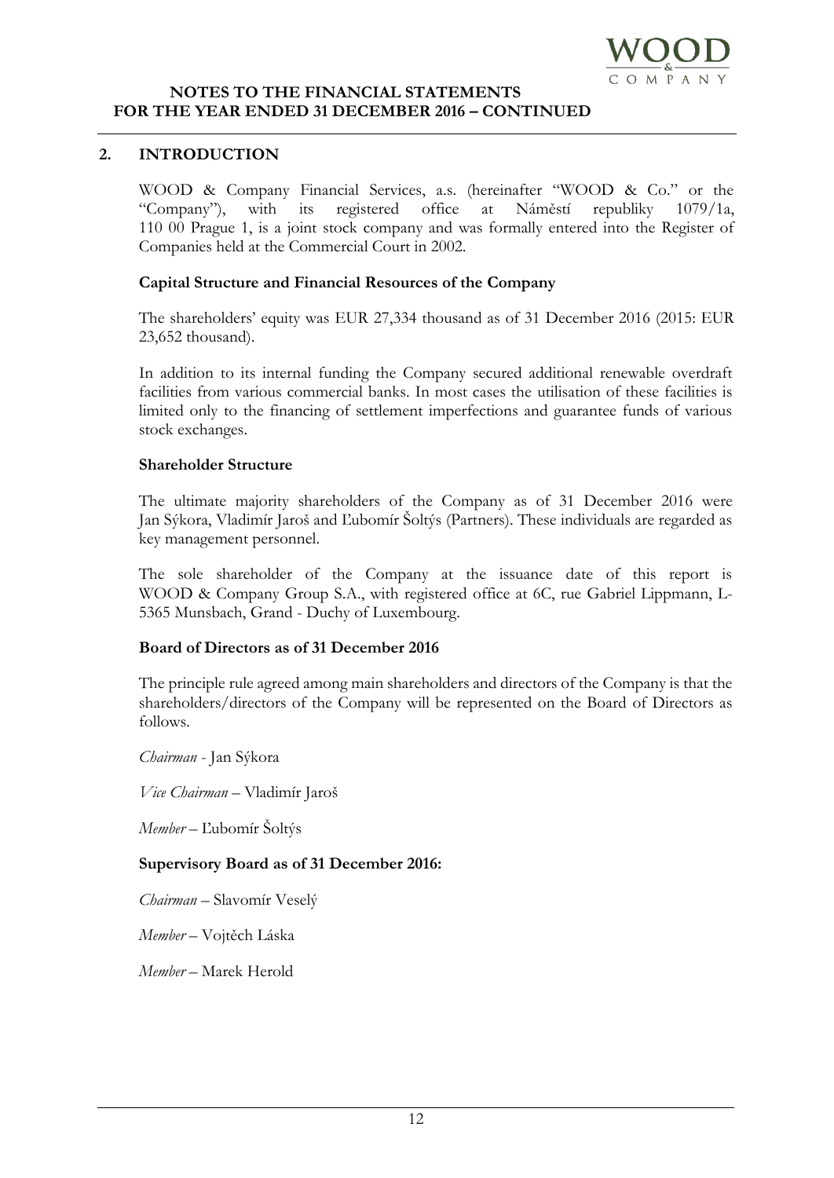## 2. INTRODUCTION

WOOD & Company Financial Services, a.s. (hereinafter "WOOD & Co." or the "Company"), with its registered office at Náměstí republiky 1079/1a, 110 00 Prague 1, is a joint stock company and was formally entered into the Register of Companies held at the Commercial Court in 2002.

### Capital Structure and Financial Resources of the Company

The shareholders' equity was EUR 27,334 thousand as of 31 December 2016 (2015: EUR 23,652 thousand).

In addition to its internal funding the Company secured additional renewable overdraft facilities from various commercial banks. In most cases the utilisation of these facilities is limited only to the financing of settlement imperfections and guarantee funds of various stock exchanges.

### Shareholder Structure

The ultimate majority shareholders of the Company as of 31 December 2016 were Jan Sýkora, Vladimír Jaroš and Ľubomír Šoltýs (Partners). These individuals are regarded as key management personnel.

The sole shareholder of the Company at the issuance date of this report is WOOD & Company Group S.A., with registered office at 6C, rue Gabriel Lippmann, L-5365 Munsbach, Grand - Duchy of Luxembourg.

### Board of Directors as of 31 December 2016

The principle rule agreed among main shareholders and directors of the Company is that the shareholders/directors of the Company will be represented on the Board of Directors as follows.

*Chairman* - Jan Sýkora

*Vice Chairman* – Vladimír Jaroš

*Member* – Ľubomír Šoltýs

### Supervisory Board as of 31 December 2016:

*Chairman* – Slavomír Veselý

*Member* – Vojtěch Láska

*Member* – Marek Herold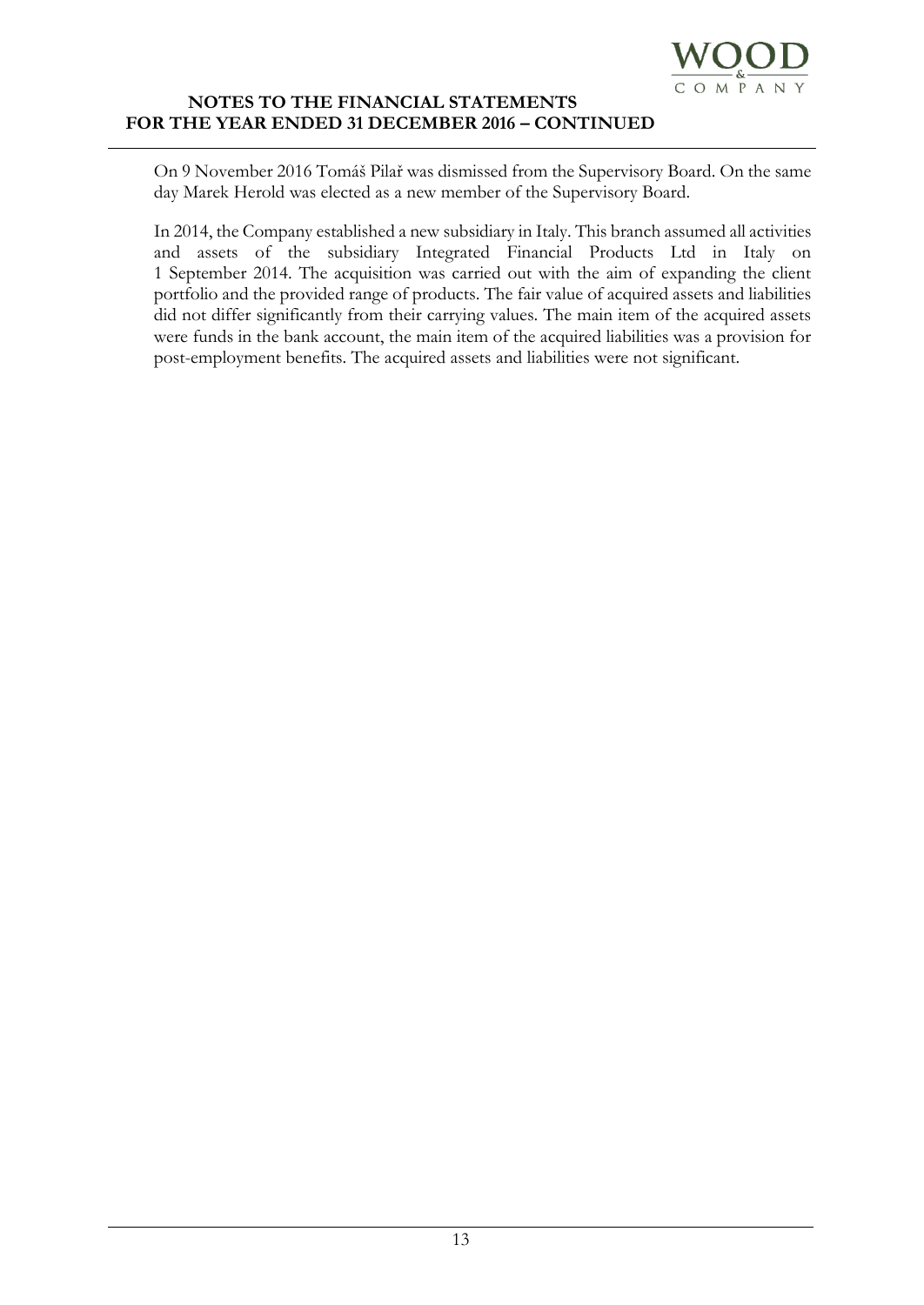On 9 November 2016 Tomáš Pilař was dismissed from the Supervisory Board. On the same day Marek Herold was elected as a new member of the Supervisory Board.

In 2014, the Company established a new subsidiary in Italy. This branch assumed all activities and assets of the subsidiary Integrated Financial Products Ltd in Italy on 1 September 2014. The acquisition was carried out with the aim of expanding the client portfolio and the provided range of products. The fair value of acquired assets and liabilities did not differ significantly from their carrying values. The main item of the acquired assets were funds in the bank account, the main item of the acquired liabilities was a provision for post-employment benefits. The acquired assets and liabilities were not significant.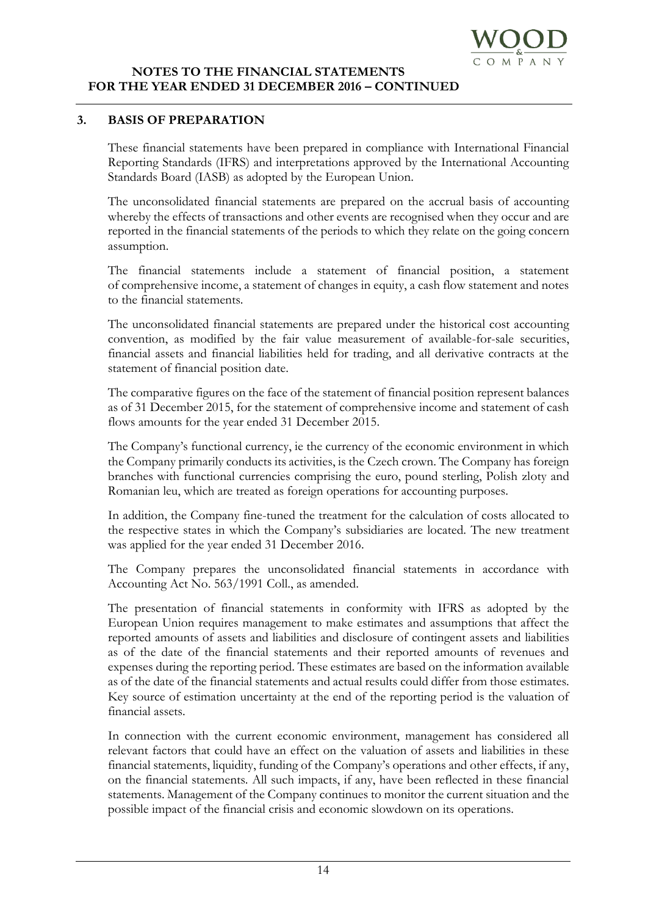## 3. BASIS OF PREPARATION

These financial statements have been prepared in compliance with International Financial Reporting Standards (IFRS) and interpretations approved by the International Accounting Standards Board (IASB) as adopted by the European Union.

The unconsolidated financial statements are prepared on the accrual basis of accounting whereby the effects of transactions and other events are recognised when they occur and are reported in the financial statements of the periods to which they relate on the going concern assumption.

The financial statements include a statement of financial position, a statement of comprehensive income, a statement of changes in equity, a cash flow statement and notes to the financial statements.

The unconsolidated financial statements are prepared under the historical cost accounting convention, as modified by the fair value measurement of available-for-sale securities, financial assets and financial liabilities held for trading, and all derivative contracts at the statement of financial position date.

The comparative figures on the face of the statement of financial position represent balances as of 31 December 2015, for the statement of comprehensive income and statement of cash flows amounts for the year ended 31 December 2015.

The Company's functional currency, ie the currency of the economic environment in which the Company primarily conducts its activities, is the Czech crown. The Company has foreign branches with functional currencies comprising the euro, pound sterling, Polish zloty and Romanian leu, which are treated as foreign operations for accounting purposes.

In addition, the Company fine-tuned the treatment for the calculation of costs allocated to the respective states in which the Company's subsidiaries are located. The new treatment was applied for the year ended 31 December 2016.

The Company prepares the unconsolidated financial statements in accordance with Accounting Act No. 563/1991 Coll., as amended.

The presentation of financial statements in conformity with IFRS as adopted by the European Union requires management to make estimates and assumptions that affect the reported amounts of assets and liabilities and disclosure of contingent assets and liabilities as of the date of the financial statements and their reported amounts of revenues and expenses during the reporting period. These estimates are based on the information available as of the date of the financial statements and actual results could differ from those estimates. Key source of estimation uncertainty at the end of the reporting period is the valuation of financial assets.

In connection with the current economic environment, management has considered all relevant factors that could have an effect on the valuation of assets and liabilities in these financial statements, liquidity, funding of the Company's operations and other effects, if any, on the financial statements. All such impacts, if any, have been reflected in these financial statements. Management of the Company continues to monitor the current situation and the possible impact of the financial crisis and economic slowdown on its operations.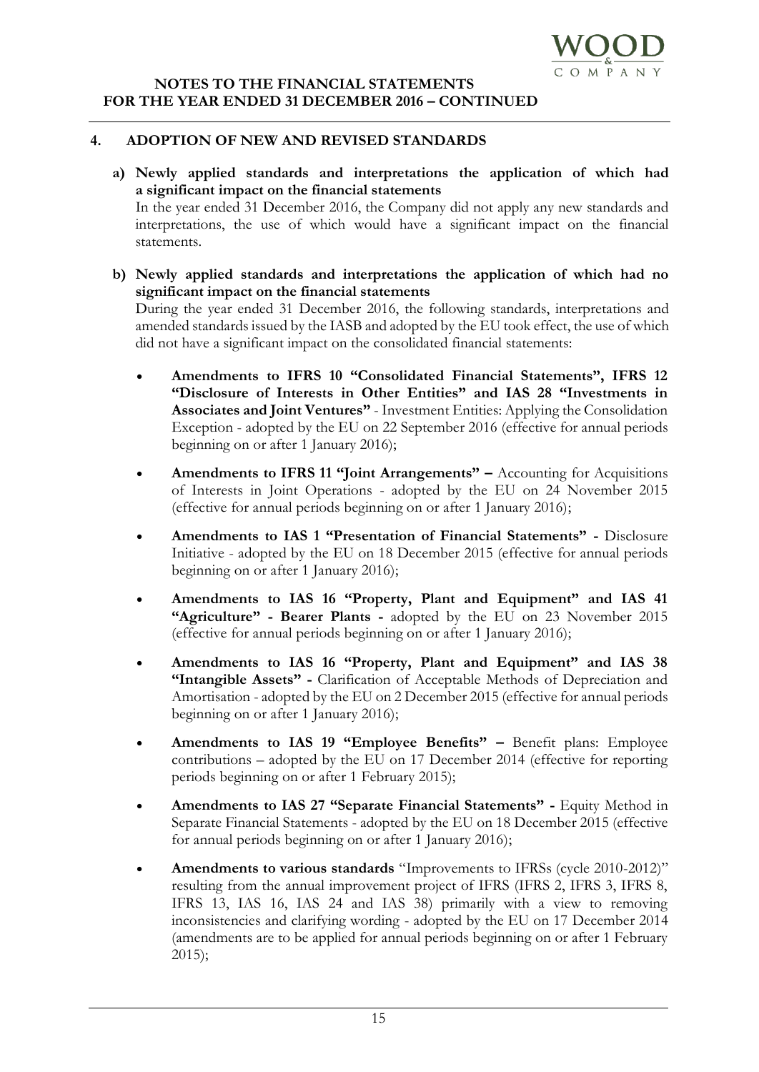## 4. ADOPTION OF NEW AND REVISED STANDARDS

**a) Newly applied standards and interpretations the application of which had a significant impact on the financial statements**

In the year ended 31 December 2016, the Company did not apply any new standards and interpretations, the use of which would have a significant impact on the financial statements.

**b) Newly applied standards and interpretations the application of which had no significant impact on the financial statements**

During the year ended 31 December 2016, the following standards, interpretations and amended standards issued by the IASB and adopted by the EU took effect, the use of which did not have a significant impact on the consolidated financial statements:

- **Amendments to IFRS 10 "Consolidated Financial Statements", IFRS 12 "Disclosure of Interests in Other Entities" and IAS 28 "Investments in Associates and Joint Ventures"** - Investment Entities: Applying the Consolidation Exception - adopted by the EU on 22 September 2016 (effective for annual periods beginning on or after 1 January 2016);
- **Amendments to IFRS 11 "Joint Arrangements" –** Accounting for Acquisitions of Interests in Joint Operations - adopted by the EU on 24 November 2015 (effective for annual periods beginning on or after 1 January 2016);
- **Amendments to IAS 1 "Presentation of Financial Statements" -** Disclosure Initiative - adopted by the EU on 18 December 2015 (effective for annual periods beginning on or after 1 January 2016);
- **Amendments to IAS 16 "Property, Plant and Equipment" and IAS 41 "Agriculture" - Bearer Plants -** adopted by the EU on 23 November 2015 (effective for annual periods beginning on or after 1 January 2016);
- **Amendments to IAS 16 "Property, Plant and Equipment" and IAS 38 "Intangible Assets" -** Clarification of Acceptable Methods of Depreciation and Amortisation - adopted by the EU on 2 December 2015 (effective for annual periods beginning on or after 1 January 2016);
- **Amendments to IAS 19 "Employee Benefits" –** Benefit plans: Employee contributions – adopted by the EU on 17 December 2014 (effective for reporting periods beginning on or after 1 February 2015);
- **Amendments to IAS 27 "Separate Financial Statements" -** Equity Method in Separate Financial Statements - adopted by the EU on 18 December 2015 (effective for annual periods beginning on or after 1 January 2016);
- **Amendments to various standards** "Improvements to IFRSs (cycle 2010-2012)" resulting from the annual improvement project of IFRS (IFRS 2, IFRS 3, IFRS 8, IFRS 13, IAS 16, IAS 24 and IAS 38) primarily with a view to removing inconsistencies and clarifying wording - adopted by the EU on 17 December 2014 (amendments are to be applied for annual periods beginning on or after 1 February 2015);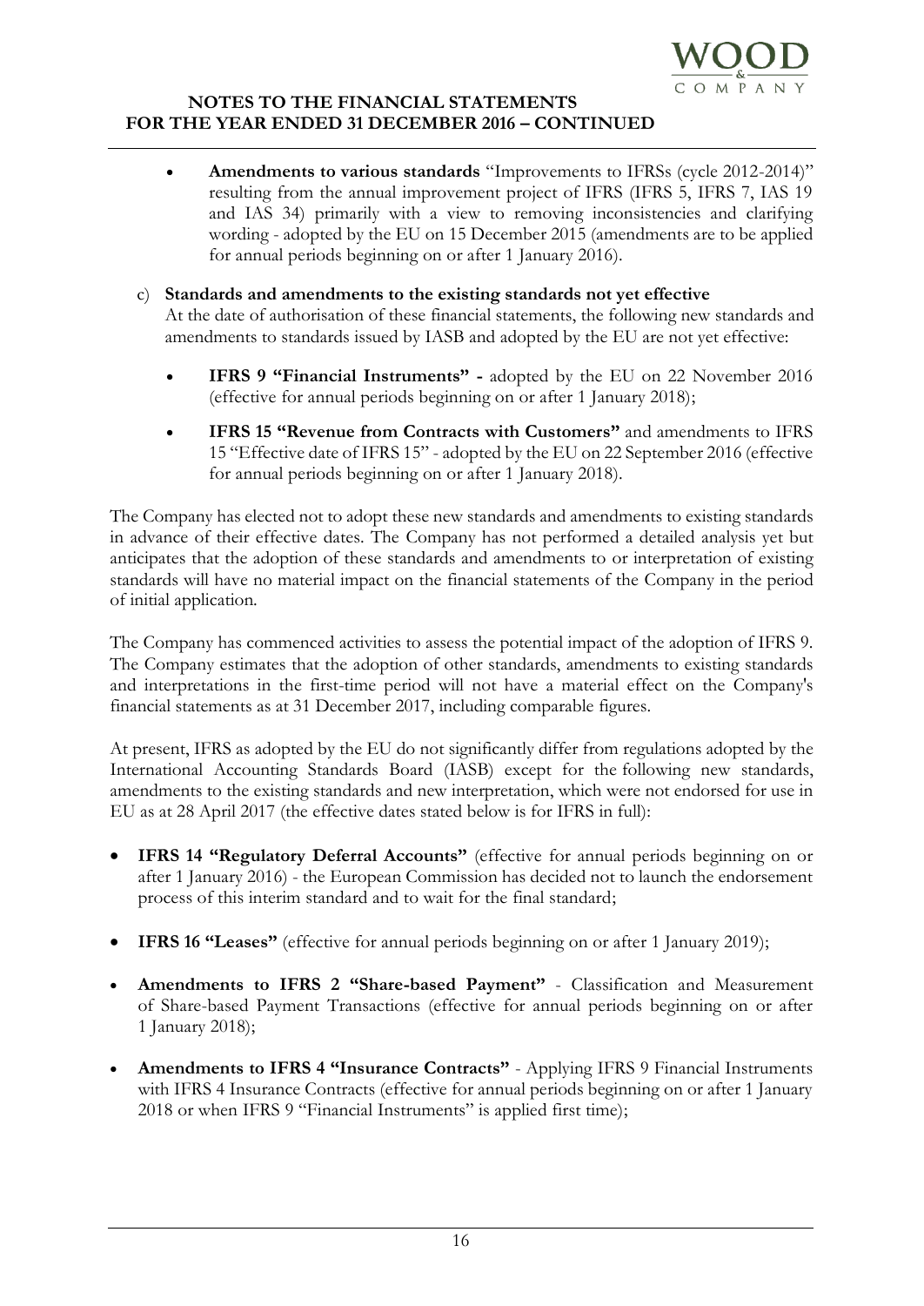- **Amendments to various standards** "Improvements to IFRSs (cycle 2012-2014)" resulting from the annual improvement project of IFRS (IFRS 5, IFRS 7, IAS 19 and IAS 34) primarily with a view to removing inconsistencies and clarifying wording - adopted by the EU on 15 December 2015 (amendments are to be applied for annual periods beginning on or after 1 January 2016).

c) **Standards and amendments to the existing standards not yet effective**
At the date of authorisation of these financial statements, the following new standards and amendments to standards issued by IASB and adopted by the EU are not yet effective:

- **IFRS 9 "Financial Instruments" -** adopted by the EU on 22 November 2016 (effective for annual periods beginning on or after 1 January 2018);

- **IFRS 15 "Revenue from Contracts with Customers"** and amendments to IFRS 15 "Effective date of IFRS 15" - adopted by the EU on 22 September 2016 (effective for annual periods beginning on or after 1 January 2018).

The Company has elected not to adopt these new standards and amendments to existing standards in advance of their effective dates. The Company has not performed a detailed analysis yet but anticipates that the adoption of these standards and amendments to or interpretation of existing standards will have no material impact on the financial statements of the Company in the period of initial application.

The Company has commenced activities to assess the potential impact of the adoption of IFRS 9. The Company estimates that the adoption of other standards, amendments to existing standards and interpretations in the first-time period will not have a material effect on the Company's financial statements as at 31 December 2017, including comparable figures.

At present, IFRS as adopted by the EU do not significantly differ from regulations adopted by the International Accounting Standards Board (IASB) except for the following new standards, amendments to the existing standards and new interpretation, which were not endorsed for use in EU as at 28 April 2017 (the effective dates stated below is for IFRS in full):

- **IFRS 14 "Regulatory Deferral Accounts"** (effective for annual periods beginning on or after 1 January 2016) - the European Commission has decided not to launch the endorsement process of this interim standard and to wait for the final standard;

- **IFRS 16 "Leases"** (effective for annual periods beginning on or after 1 January 2019);

- **Amendments to IFRS 2 "Share-based Payment"** - Classification and Measurement of Share-based Payment Transactions (effective for annual periods beginning on or after 1 January 2018);

- **Amendments to IFRS 4 "Insurance Contracts"** - Applying IFRS 9 Financial Instruments with IFRS 4 Insurance Contracts (effective for annual periods beginning on or after 1 January 2018 or when IFRS 9 "Financial Instruments" is applied first time);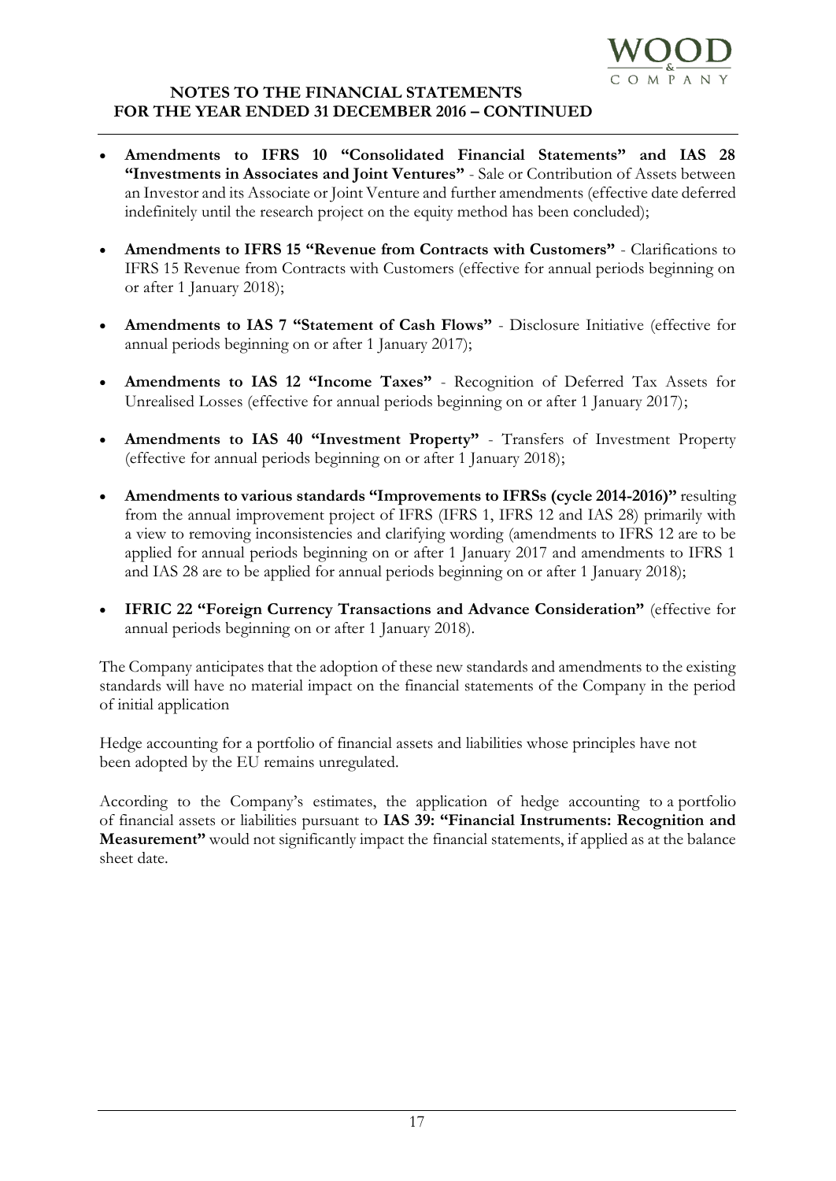- **Amendments to IFRS 10 "Consolidated Financial Statements" and IAS 28 "Investments in Associates and Joint Ventures"** - Sale or Contribution of Assets between an Investor and its Associate or Joint Venture and further amendments (effective date deferred indefinitely until the research project on the equity method has been concluded);

- **Amendments to IFRS 15 "Revenue from Contracts with Customers"** - Clarifications to IFRS 15 Revenue from Contracts with Customers (effective for annual periods beginning on or after 1 January 2018);

- **Amendments to IAS 7 "Statement of Cash Flows"** - Disclosure Initiative (effective for annual periods beginning on or after 1 January 2017);

- **Amendments to IAS 12 "Income Taxes"** - Recognition of Deferred Tax Assets for Unrealised Losses (effective for annual periods beginning on or after 1 January 2017);

- **Amendments to IAS 40 "Investment Property"** - Transfers of Investment Property (effective for annual periods beginning on or after 1 January 2018);

- **Amendments to various standards "Improvements to IFRSs (cycle 2014-2016)"** resulting from the annual improvement project of IFRS (IFRS 1, IFRS 12 and IAS 28) primarily with a view to removing inconsistencies and clarifying wording (amendments to IFRS 12 are to be applied for annual periods beginning on or after 1 January 2017 and amendments to IFRS 1 and IAS 28 are to be applied for annual periods beginning on or after 1 January 2018);

- **IFRIC 22 "Foreign Currency Transactions and Advance Consideration"** (effective for annual periods beginning on or after 1 January 2018).

The Company anticipates that the adoption of these new standards and amendments to the existing standards will have no material impact on the financial statements of the Company in the period of initial application

Hedge accounting for a portfolio of financial assets and liabilities whose principles have not been adopted by the EU remains unregulated.

According to the Company's estimates, the application of hedge accounting to a portfolio of financial assets or liabilities pursuant to **IAS 39: "Financial Instruments: Recognition and Measurement"** would not significantly impact the financial statements, if applied as at the balance sheet date.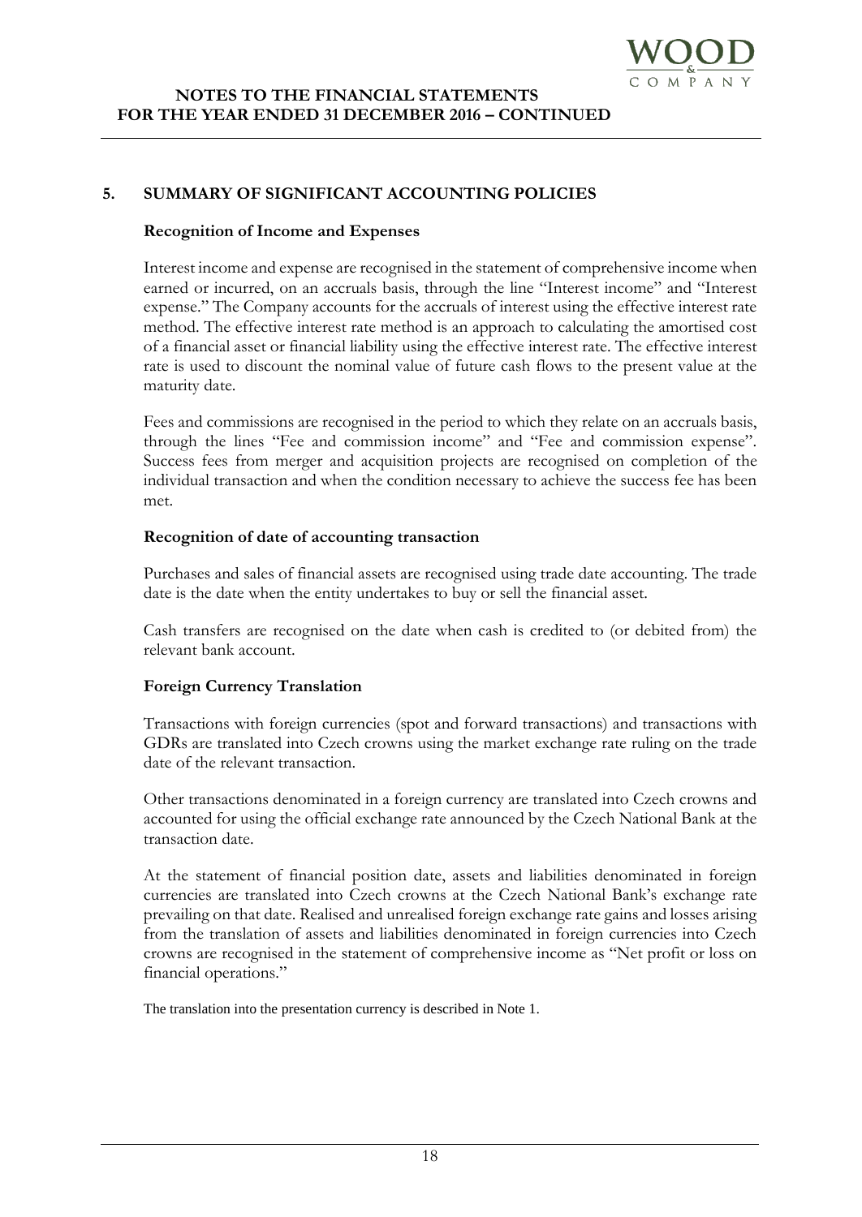## 5. SUMMARY OF SIGNIFICANT ACCOUNTING POLICIES

### Recognition of Income and Expenses

Interest income and expense are recognised in the statement of comprehensive income when earned or incurred, on an accruals basis, through the line "Interest income" and "Interest expense." The Company accounts for the accruals of interest using the effective interest rate method. The effective interest rate method is an approach to calculating the amortised cost of a financial asset or financial liability using the effective interest rate. The effective interest rate is used to discount the nominal value of future cash flows to the present value at the maturity date.

Fees and commissions are recognised in the period to which they relate on an accruals basis, through the lines "Fee and commission income" and "Fee and commission expense". Success fees from merger and acquisition projects are recognised on completion of the individual transaction and when the condition necessary to achieve the success fee has been met.

### Recognition of date of accounting transaction

Purchases and sales of financial assets are recognised using trade date accounting. The trade date is the date when the entity undertakes to buy or sell the financial asset.

Cash transfers are recognised on the date when cash is credited to (or debited from) the relevant bank account.

### Foreign Currency Translation

Transactions with foreign currencies (spot and forward transactions) and transactions with GDRs are translated into Czech crowns using the market exchange rate ruling on the trade date of the relevant transaction.

Other transactions denominated in a foreign currency are translated into Czech crowns and accounted for using the official exchange rate announced by the Czech National Bank at the transaction date.

At the statement of financial position date, assets and liabilities denominated in foreign currencies are translated into Czech crowns at the Czech National Bank's exchange rate prevailing on that date. Realised and unrealised foreign exchange rate gains and losses arising from the translation of assets and liabilities denominated in foreign currencies into Czech crowns are recognised in the statement of comprehensive income as "Net profit or loss on financial operations."

The translation into the presentation currency is described in Note 1.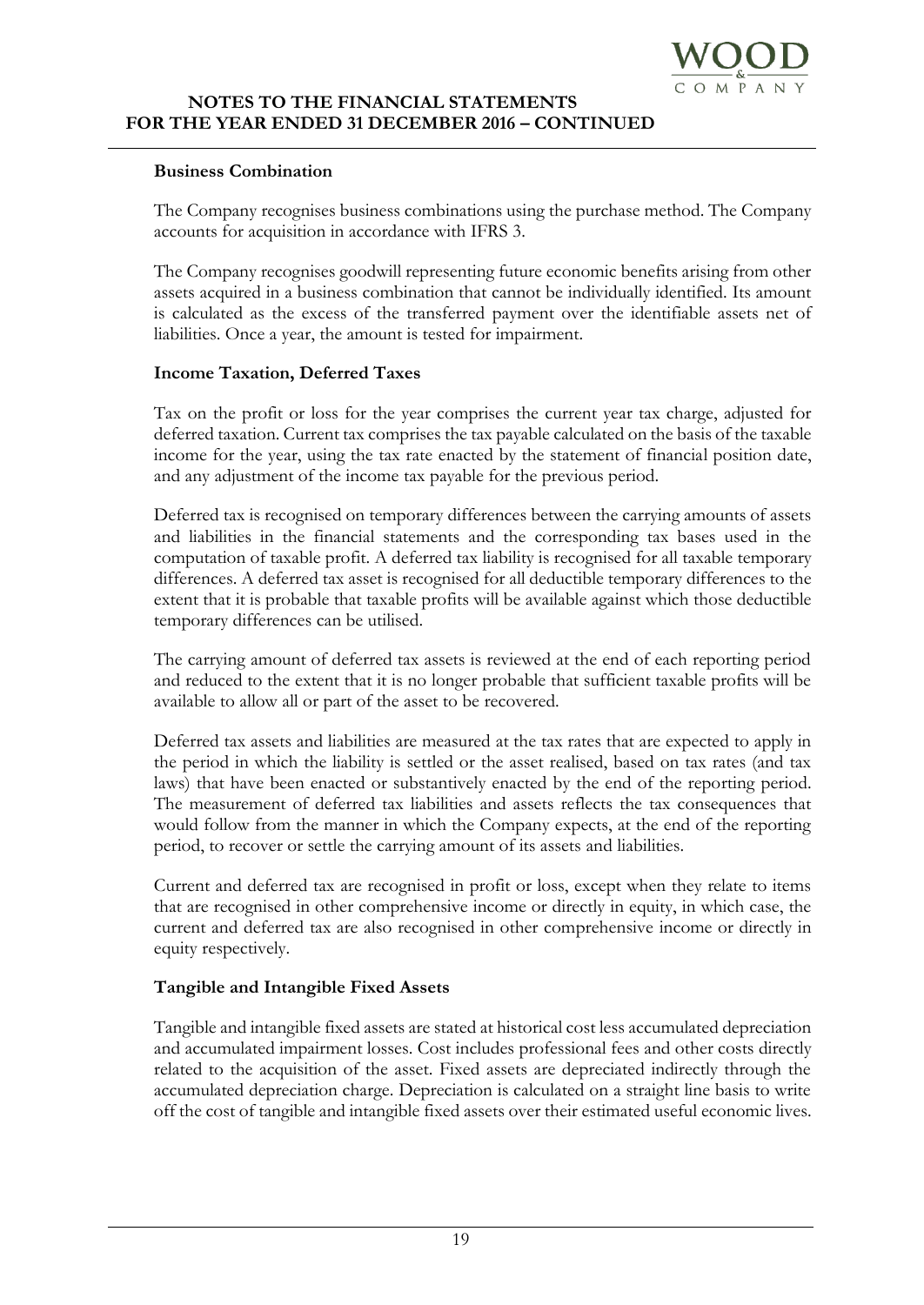**Business Combination**

The Company recognises business combinations using the purchase method. The Company accounts for acquisition in accordance with IFRS 3.

The Company recognises goodwill representing future economic benefits arising from other assets acquired in a business combination that cannot be individually identified. Its amount is calculated as the excess of the transferred payment over the identifiable assets net of liabilities. Once a year, the amount is tested for impairment.

**Income Taxation, Deferred Taxes**

Tax on the profit or loss for the year comprises the current year tax charge, adjusted for deferred taxation. Current tax comprises the tax payable calculated on the basis of the taxable income for the year, using the tax rate enacted by the statement of financial position date, and any adjustment of the income tax payable for the previous period.

Deferred tax is recognised on temporary differences between the carrying amounts of assets and liabilities in the financial statements and the corresponding tax bases used in the computation of taxable profit. A deferred tax liability is recognised for all taxable temporary differences. A deferred tax asset is recognised for all deductible temporary differences to the extent that it is probable that taxable profits will be available against which those deductible temporary differences can be utilised.

The carrying amount of deferred tax assets is reviewed at the end of each reporting period and reduced to the extent that it is no longer probable that sufficient taxable profits will be available to allow all or part of the asset to be recovered.

Deferred tax assets and liabilities are measured at the tax rates that are expected to apply in the period in which the liability is settled or the asset realised, based on tax rates (and tax laws) that have been enacted or substantively enacted by the end of the reporting period. The measurement of deferred tax liabilities and assets reflects the tax consequences that would follow from the manner in which the Company expects, at the end of the reporting period, to recover or settle the carrying amount of its assets and liabilities.

Current and deferred tax are recognised in profit or loss, except when they relate to items that are recognised in other comprehensive income or directly in equity, in which case, the current and deferred tax are also recognised in other comprehensive income or directly in equity respectively.

**Tangible and Intangible Fixed Assets**

Tangible and intangible fixed assets are stated at historical cost less accumulated depreciation and accumulated impairment losses. Cost includes professional fees and other costs directly related to the acquisition of the asset. Fixed assets are depreciated indirectly through the accumulated depreciation charge. Depreciation is calculated on a straight line basis to write off the cost of tangible and intangible fixed assets over their estimated useful economic lives.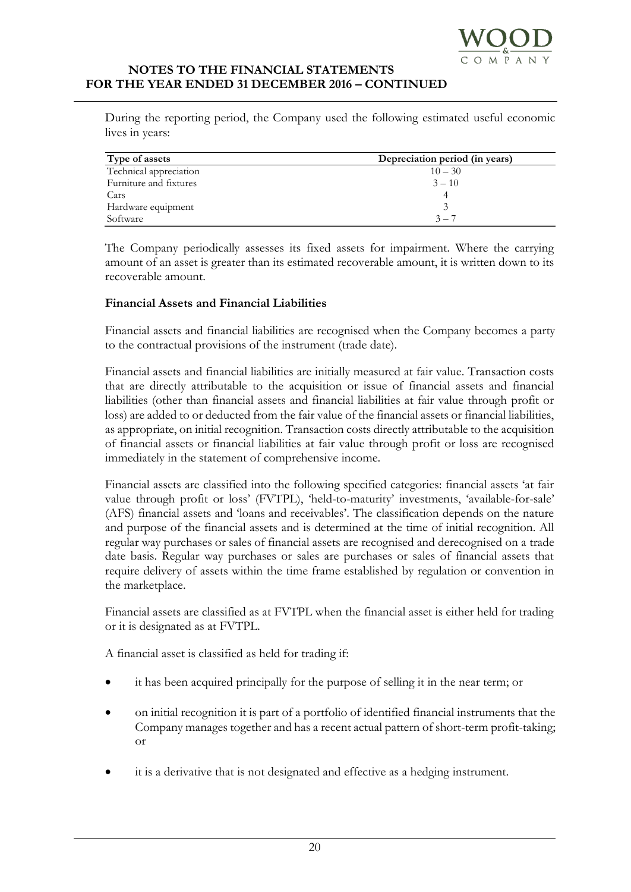During the reporting period, the Company used the following estimated useful economic lives in years:

| Type of assets | Depreciation period (in years) |
|---|---|
| Technical appreciation | 10 – 30 |
| Furniture and fixtures | 3 – 10 |
| Cars | 4 |
| Hardware equipment | 3 |
| Software | 3 – 7 |

The Company periodically assesses its fixed assets for impairment. Where the carrying amount of an asset is greater than its estimated recoverable amount, it is written down to its recoverable amount.

**Financial Assets and Financial Liabilities**

Financial assets and financial liabilities are recognised when the Company becomes a party to the contractual provisions of the instrument (trade date).

Financial assets and financial liabilities are initially measured at fair value. Transaction costs that are directly attributable to the acquisition or issue of financial assets and financial liabilities (other than financial assets and financial liabilities at fair value through profit or loss) are added to or deducted from the fair value of the financial assets or financial liabilities, as appropriate, on initial recognition. Transaction costs directly attributable to the acquisition of financial assets or financial liabilities at fair value through profit or loss are recognised immediately in the statement of comprehensive income.

Financial assets are classified into the following specified categories: financial assets 'at fair value through profit or loss' (FVTPL), 'held-to-maturity' investments, 'available-for-sale' (AFS) financial assets and 'loans and receivables'. The classification depends on the nature and purpose of the financial assets and is determined at the time of initial recognition. All regular way purchases or sales of financial assets are recognised and derecognised on a trade date basis. Regular way purchases or sales are purchases or sales of financial assets that require delivery of assets within the time frame established by regulation or convention in the marketplace.

Financial assets are classified as at FVTPL when the financial asset is either held for trading or it is designated as at FVTPL.

A financial asset is classified as held for trading if:

- it has been acquired principally for the purpose of selling it in the near term; or
- on initial recognition it is part of a portfolio of identified financial instruments that the Company manages together and has a recent actual pattern of short-term profit-taking; or
- it is a derivative that is not designated and effective as a hedging instrument.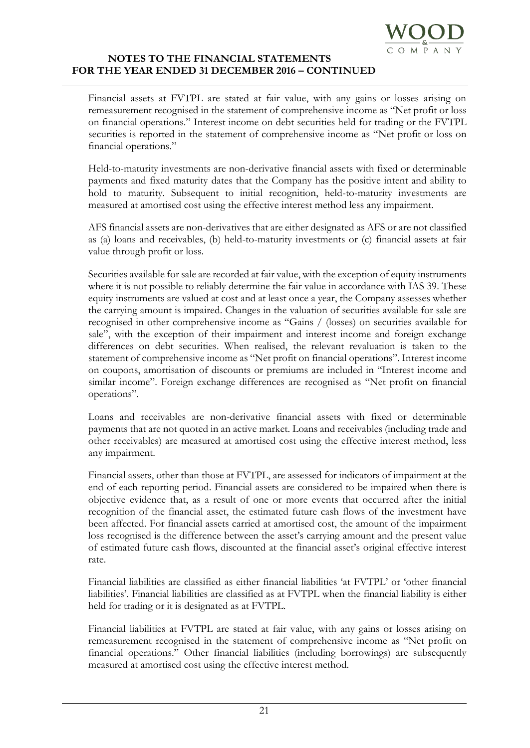Financial assets at FVTPL are stated at fair value, with any gains or losses arising on remeasurement recognised in the statement of comprehensive income as "Net profit or loss on financial operations." Interest income on debt securities held for trading or the FVTPL securities is reported in the statement of comprehensive income as "Net profit or loss on financial operations."

Held-to-maturity investments are non-derivative financial assets with fixed or determinable payments and fixed maturity dates that the Company has the positive intent and ability to hold to maturity. Subsequent to initial recognition, held-to-maturity investments are measured at amortised cost using the effective interest method less any impairment.

AFS financial assets are non-derivatives that are either designated as AFS or are not classified as (a) loans and receivables, (b) held-to-maturity investments or (c) financial assets at fair value through profit or loss.

Securities available for sale are recorded at fair value, with the exception of equity instruments where it is not possible to reliably determine the fair value in accordance with IAS 39. These equity instruments are valued at cost and at least once a year, the Company assesses whether the carrying amount is impaired. Changes in the valuation of securities available for sale are recognised in other comprehensive income as "Gains / (losses) on securities available for sale", with the exception of their impairment and interest income and foreign exchange differences on debt securities. When realised, the relevant revaluation is taken to the statement of comprehensive income as "Net profit on financial operations". Interest income on coupons, amortisation of discounts or premiums are included in "Interest income and similar income". Foreign exchange differences are recognised as "Net profit on financial operations".

Loans and receivables are non-derivative financial assets with fixed or determinable payments that are not quoted in an active market. Loans and receivables (including trade and other receivables) are measured at amortised cost using the effective interest method, less any impairment.

Financial assets, other than those at FVTPL, are assessed for indicators of impairment at the end of each reporting period. Financial assets are considered to be impaired when there is objective evidence that, as a result of one or more events that occurred after the initial recognition of the financial asset, the estimated future cash flows of the investment have been affected. For financial assets carried at amortised cost, the amount of the impairment loss recognised is the difference between the asset's carrying amount and the present value of estimated future cash flows, discounted at the financial asset's original effective interest rate.

Financial liabilities are classified as either financial liabilities 'at FVTPL' or 'other financial liabilities'. Financial liabilities are classified as at FVTPL when the financial liability is either held for trading or it is designated as at FVTPL.

Financial liabilities at FVTPL are stated at fair value, with any gains or losses arising on remeasurement recognised in the statement of comprehensive income as "Net profit on financial operations." Other financial liabilities (including borrowings) are subsequently measured at amortised cost using the effective interest method.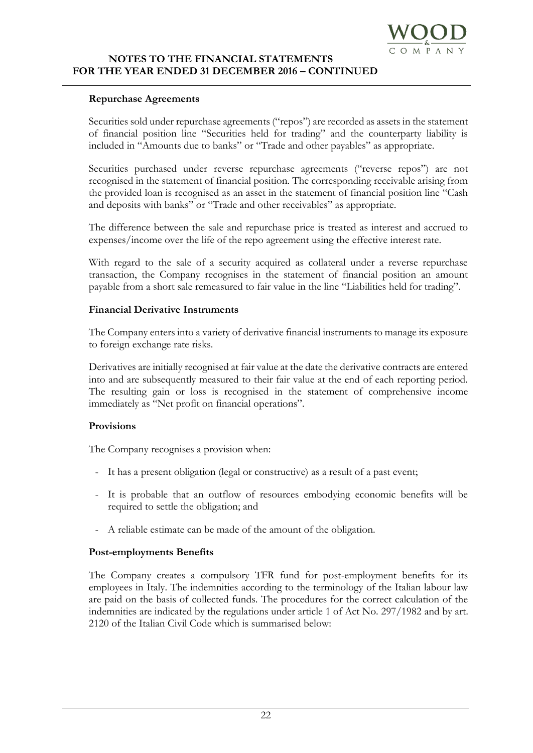### Repurchase Agreements

Securities sold under repurchase agreements ("repos") are recorded as assets in the statement of financial position line "Securities held for trading" and the counterparty liability is included in "Amounts due to banks" or "Trade and other payables" as appropriate.

Securities purchased under reverse repurchase agreements ("reverse repos") are not recognised in the statement of financial position. The corresponding receivable arising from the provided loan is recognised as an asset in the statement of financial position line "Cash and deposits with banks" or "Trade and other receivables" as appropriate.

The difference between the sale and repurchase price is treated as interest and accrued to expenses/income over the life of the repo agreement using the effective interest rate.

With regard to the sale of a security acquired as collateral under a reverse repurchase transaction, the Company recognises in the statement of financial position an amount payable from a short sale remeasured to fair value in the line "Liabilities held for trading".

### Financial Derivative Instruments

The Company enters into a variety of derivative financial instruments to manage its exposure to foreign exchange rate risks.

Derivatives are initially recognised at fair value at the date the derivative contracts are entered into and are subsequently measured to their fair value at the end of each reporting period. The resulting gain or loss is recognised in the statement of comprehensive income immediately as "Net profit on financial operations".

### Provisions

The Company recognises a provision when:

- It has a present obligation (legal or constructive) as a result of a past event;
- It is probable that an outflow of resources embodying economic benefits will be required to settle the obligation; and
- A reliable estimate can be made of the amount of the obligation.

### Post-employments Benefits

The Company creates a compulsory TFR fund for post-employment benefits for its employees in Italy. The indemnities according to the terminology of the Italian labour law are paid on the basis of collected funds. The procedures for the correct calculation of the indemnities are indicated by the regulations under article 1 of Act No. 297/1982 and by art. 2120 of the Italian Civil Code which is summarised below: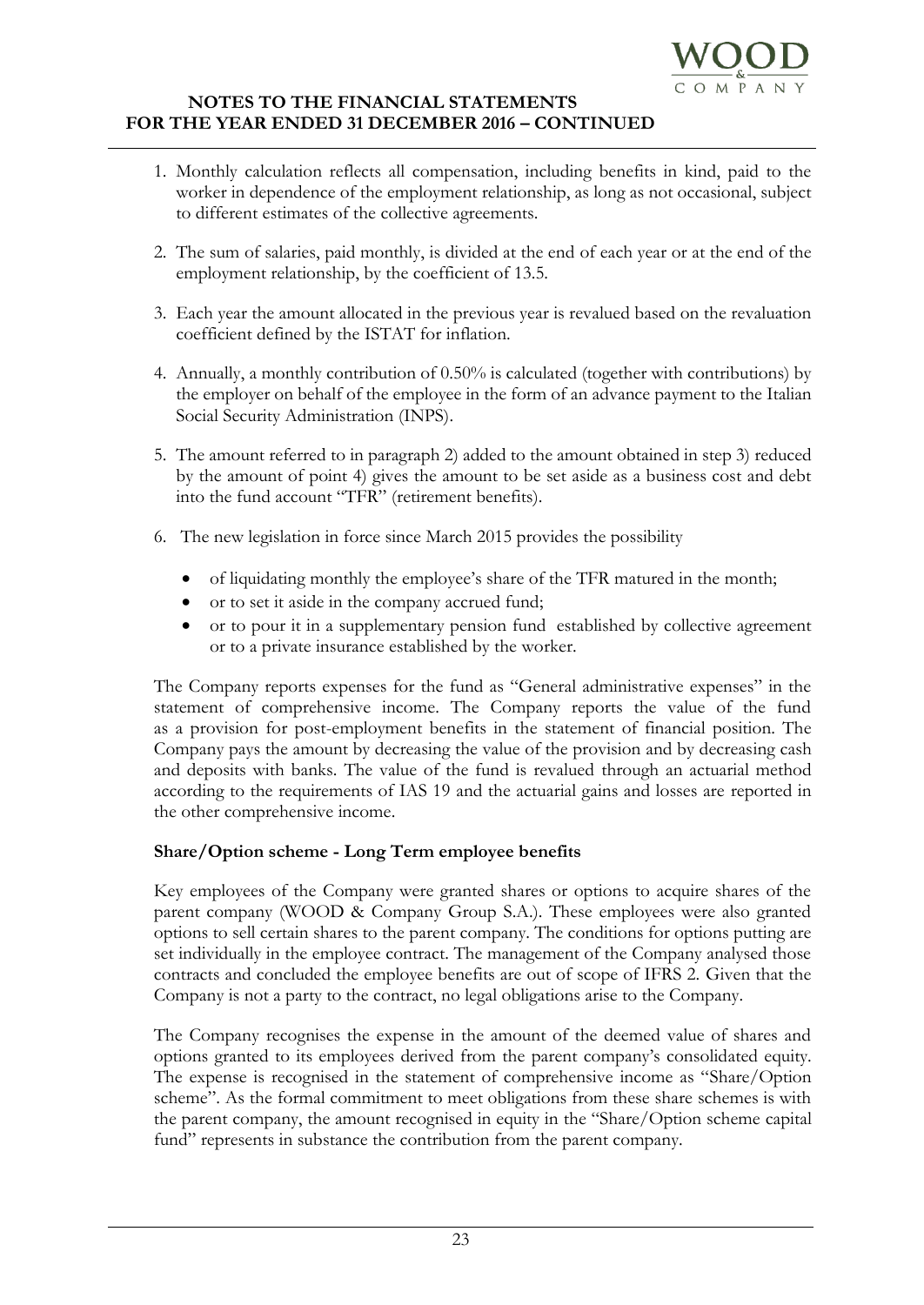1. Monthly calculation reflects all compensation, including benefits in kind, paid to the worker in dependence of the employment relationship, as long as not occasional, subject to different estimates of the collective agreements.

2. The sum of salaries, paid monthly, is divided at the end of each year or at the end of the employment relationship, by the coefficient of 13.5.

3. Each year the amount allocated in the previous year is revalued based on the revaluation coefficient defined by the ISTAT for inflation.

4. Annually, a monthly contribution of 0.50% is calculated (together with contributions) by the employer on behalf of the employee in the form of an advance payment to the Italian Social Security Administration (INPS).

5. The amount referred to in paragraph 2) added to the amount obtained in step 3) reduced by the amount of point 4) gives the amount to be set aside as a business cost and debt into the fund account "TFR" (retirement benefits).

6. The new legislation in force since March 2015 provides the possibility

   - of liquidating monthly the employee's share of the TFR matured in the month;
   - or to set it aside in the company accrued fund;
   - or to pour it in a supplementary pension fund established by collective agreement or to a private insurance established by the worker.

The Company reports expenses for the fund as "General administrative expenses" in the statement of comprehensive income. The Company reports the value of the fund as a provision for post-employment benefits in the statement of financial position. The Company pays the amount by decreasing the value of the provision and by decreasing cash and deposits with banks. The value of the fund is revalued through an actuarial method according to the requirements of IAS 19 and the actuarial gains and losses are reported in the other comprehensive income.

### Share/Option scheme - Long Term employee benefits

Key employees of the Company were granted shares or options to acquire shares of the parent company (WOOD & Company Group S.A.). These employees were also granted options to sell certain shares to the parent company. The conditions for options putting are set individually in the employee contract. The management of the Company analysed those contracts and concluded the employee benefits are out of scope of IFRS 2. Given that the Company is not a party to the contract, no legal obligations arise to the Company.

The Company recognises the expense in the amount of the deemed value of shares and options granted to its employees derived from the parent company's consolidated equity. The expense is recognised in the statement of comprehensive income as "Share/Option scheme". As the formal commitment to meet obligations from these share schemes is with the parent company, the amount recognised in equity in the "Share/Option scheme capital fund" represents in substance the contribution from the parent company.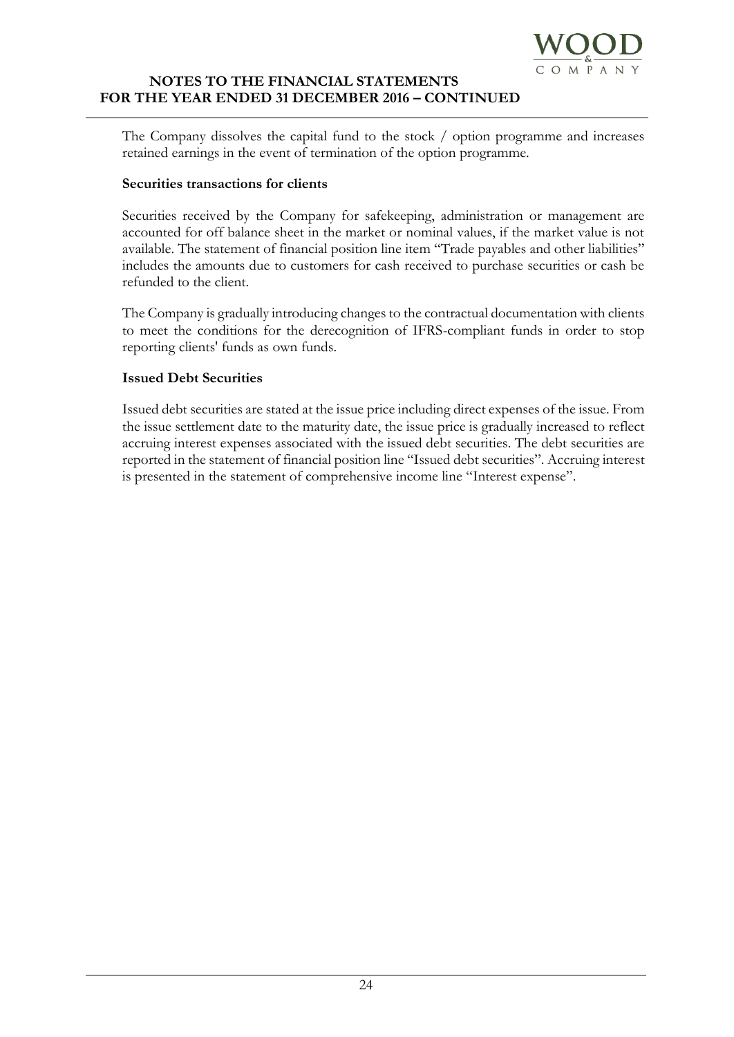The Company dissolves the capital fund to the stock / option programme and increases retained earnings in the event of termination of the option programme.

**Securities transactions for clients**

Securities received by the Company for safekeeping, administration or management are accounted for off balance sheet in the market or nominal values, if the market value is not available. The statement of financial position line item "Trade payables and other liabilities" includes the amounts due to customers for cash received to purchase securities or cash be refunded to the client.

The Company is gradually introducing changes to the contractual documentation with clients to meet the conditions for the derecognition of IFRS-compliant funds in order to stop reporting clients' funds as own funds.

**Issued Debt Securities**

Issued debt securities are stated at the issue price including direct expenses of the issue. From the issue settlement date to the maturity date, the issue price is gradually increased to reflect accruing interest expenses associated with the issued debt securities. The debt securities are reported in the statement of financial position line "Issued debt securities". Accruing interest is presented in the statement of comprehensive income line "Interest expense".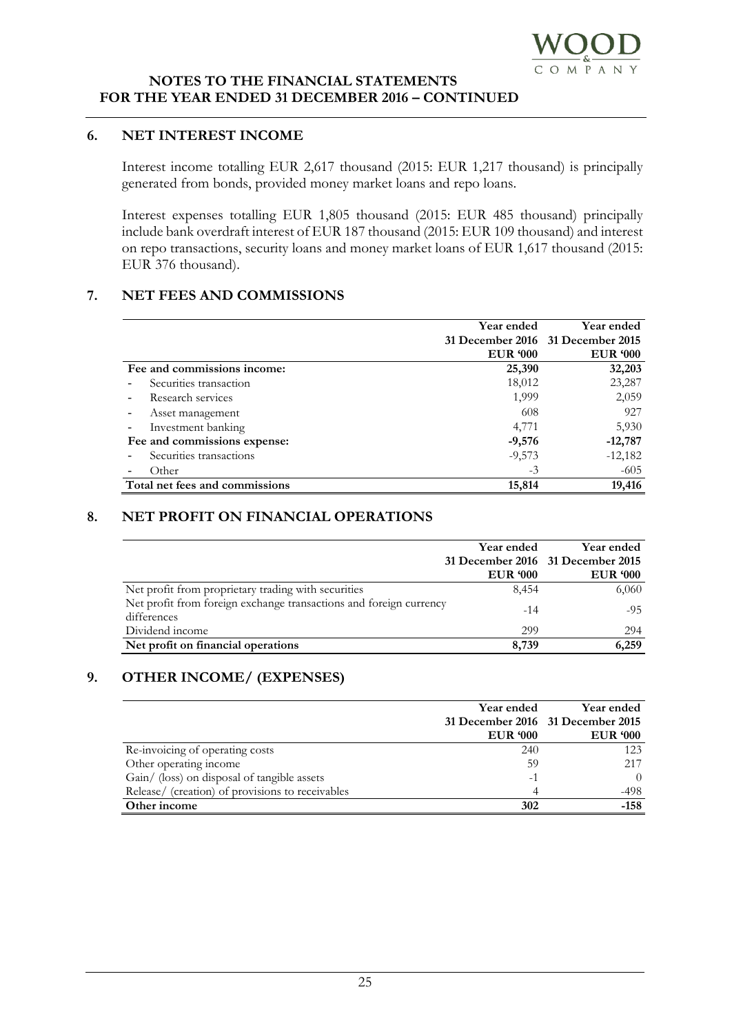## 6. NET INTEREST INCOME

Interest income totalling EUR 2,617 thousand (2015: EUR 1,217 thousand) is principally generated from bonds, provided money market loans and repo loans.

Interest expenses totalling EUR 1,805 thousand (2015: EUR 485 thousand) principally include bank overdraft interest of EUR 187 thousand (2015: EUR 109 thousand) and interest on repo transactions, security loans and money market loans of EUR 1,617 thousand (2015: EUR 376 thousand).

## 7. NET FEES AND COMMISSIONS

| | Year ended 31 December 2016 EUR '000 | Year ended 31 December 2015 EUR '000 |
|---|---|---|
| **Fee and commissions income:** | **25,390** | **32,203** |
| - Securities transaction | 18,012 | 23,287 |
| - Research services | 1,999 | 2,059 |
| - Asset management | 608 | 927 |
| - Investment banking | 4,771 | 5,930 |
| **Fee and commissions expense:** | **-9,576** | **-12,787** |
| - Securities transactions | -9,573 | -12,182 |
| - Other | -3 | -605 |
| **Total net fees and commissions** | **15,814** | **19,416** |

## 8. NET PROFIT ON FINANCIAL OPERATIONS

| | Year ended 31 December 2016 EUR '000 | Year ended 31 December 2015 EUR '000 |
|---|---|---|
| Net profit from proprietary trading with securities | 8,454 | 6,060 |
| Net profit from foreign exchange transactions and foreign currency differences | -14 | -95 |
| Dividend income | 299 | 294 |
| **Net profit on financial operations** | **8,739** | **6,259** |

## 9. OTHER INCOME/ (EXPENSES)

| | Year ended 31 December 2016 EUR '000 | Year ended 31 December 2015 EUR '000 |
|---|---|---|
| Re-invoicing of operating costs | 240 | 123 |
| Other operating income | 59 | 217 |
| Gain/ (loss) on disposal of tangible assets | -1 | 0 |
| Release/ (creation) of provisions to receivables | 4 | -498 |
| **Other income** | **302** | **-158** |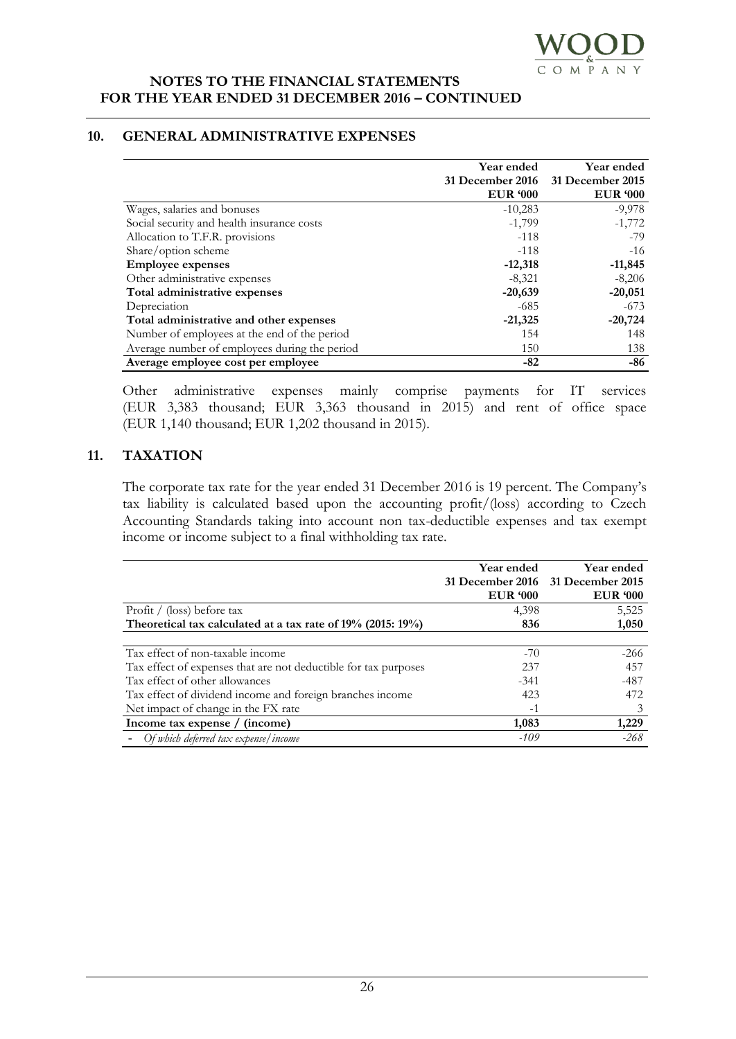## 10. GENERAL ADMINISTRATIVE EXPENSES

| | Year ended 31 December 2016 EUR '000 | Year ended 31 December 2015 EUR '000 |
|---|---|---|
| Wages, salaries and bonuses | -10,283 | -9,978 |
| Social security and health insurance costs | -1,799 | -1,772 |
| Allocation to T.F.R. provisions | -118 | -79 |
| Share/option scheme | -118 | -16 |
| **Employee expenses** | **-12,318** | **-11,845** |
| Other administrative expenses | -8,321 | -8,206 |
| **Total administrative expenses** | **-20,639** | **-20,051** |
| Depreciation | -685 | -673 |
| **Total administrative and other expenses** | **-21,325** | **-20,724** |
| Number of employees at the end of the period | 154 | 148 |
| Average number of employees during the period | 150 | 138 |
| **Average employee cost per employee** | **-82** | **-86** |

Other administrative expenses mainly comprise payments for IT services (EUR 3,383 thousand; EUR 3,363 thousand in 2015) and rent of office space (EUR 1,140 thousand; EUR 1,202 thousand in 2015).

## 11. TAXATION

The corporate tax rate for the year ended 31 December 2016 is 19 percent. The Company's tax liability is calculated based upon the accounting profit/(loss) according to Czech Accounting Standards taking into account non tax-deductible expenses and tax exempt income or income subject to a final withholding tax rate.

| | Year ended 31 December 2016 EUR '000 | Year ended 31 December 2015 EUR '000 |
|---|---|---|
| Profit / (loss) before tax | 4,398 | 5,525 |
| **Theoretical tax calculated at a tax rate of 19% (2015: 19%)** | **836** | **1,050** |
| | | |
| Tax effect of non-taxable income | -70 | -266 |
| Tax effect of expenses that are not deductible for tax purposes | 237 | 457 |
| Tax effect of other allowances | -341 | -487 |
| Tax effect of dividend income and foreign branches income | 423 | 472 |
| Net impact of change in the FX rate | -1 | 3 |
| **Income tax expense / (income)** | **1,083** | **1,229** |
| - *Of which deferred tax expense/income* | *-109* | *-268* |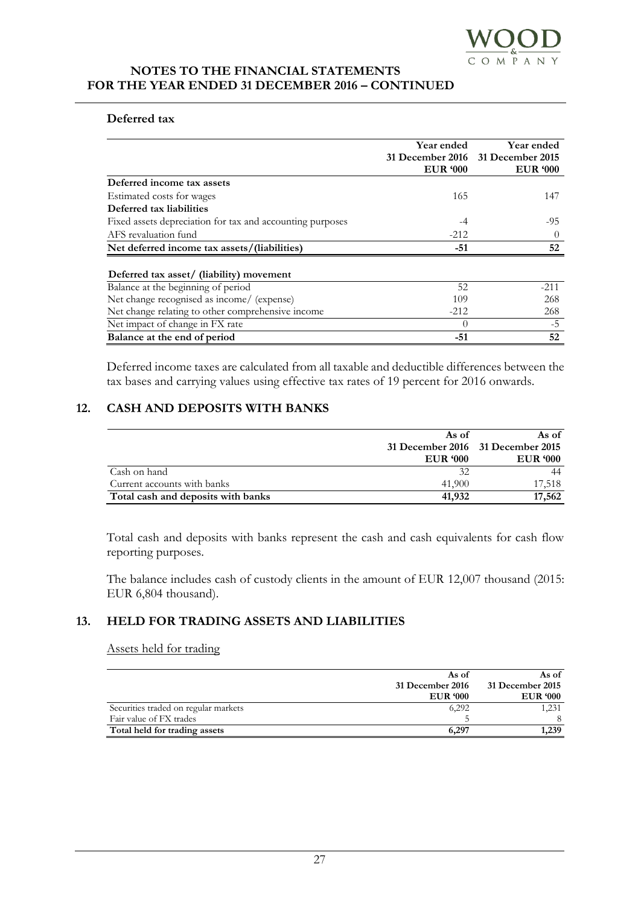### Deferred tax

| | Year ended 31 December 2016 EUR '000 | Year ended 31 December 2015 EUR '000 |
|---|---|---|
| **Deferred income tax assets** | | |
| Estimated costs for wages | 165 | 147 |
| **Deferred tax liabilities** | | |
| Fixed assets depreciation for tax and accounting purposes | -4 | -95 |
| AFS revaluation fund | -212 | 0 |
| **Net deferred income tax assets/(liabilities)** | **-51** | **52** |
| | | |
| **Deferred tax asset/ (liability) movement** | | |
| Balance at the beginning of period | 52 | -211 |
| Net change recognised as income/ (expense) | 109 | 268 |
| Net change relating to other comprehensive income | -212 | 268 |
| Net impact of change in FX rate | 0 | -5 |
| **Balance at the end of period** | **-51** | **52** |

Deferred income taxes are calculated from all taxable and deductible differences between the tax bases and carrying values using effective tax rates of 19 percent for 2016 onwards.

## 12. CASH AND DEPOSITS WITH BANKS

| | As of 31 December 2016 EUR '000 | As of 31 December 2015 EUR '000 |
|---|---|---|
| Cash on hand | 32 | 44 |
| Current accounts with banks | 41,900 | 17,518 |
| **Total cash and deposits with banks** | **41,932** | **17,562** |

Total cash and deposits with banks represent the cash and cash equivalents for cash flow reporting purposes.

The balance includes cash of custody clients in the amount of EUR 12,007 thousand (2015: EUR 6,804 thousand).

## 13. HELD FOR TRADING ASSETS AND LIABILITIES

Assets held for trading

| | As of 31 December 2016 EUR '000 | As of 31 December 2015 EUR '000 |
|---|---|---|
| Securities traded on regular markets | 6,292 | 1,231 |
| Fair value of FX trades | 5 | 8 |
| **Total held for trading assets** | **6,297** | **1,239** |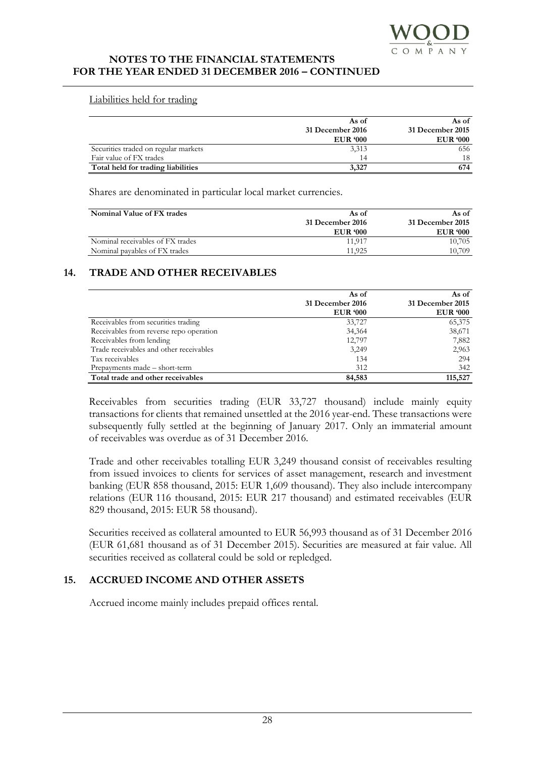Liabilities held for trading

| | As of 31 December 2016 EUR '000 | As of 31 December 2015 EUR '000 |
|---|---|---|
| Securities traded on regular markets | 3,313 | 656 |
| Fair value of FX trades | 14 | 18 |
| **Total held for trading liabilities** | **3,327** | **674** |

Shares are denominated in particular local market currencies.

| **Nominal Value of FX trades** | As of 31 December 2016 EUR '000 | As of 31 December 2015 EUR '000 |
|---|---|---|
| Nominal receivables of FX trades | 11,917 | 10,705 |
| Nominal payables of FX trades | 11,925 | 10,709 |

## 14. TRADE AND OTHER RECEIVABLES

| | As of 31 December 2016 EUR '000 | As of 31 December 2015 EUR '000 |
|---|---|---|
| Receivables from securities trading | 33,727 | 65,375 |
| Receivables from reverse repo operation | 34,364 | 38,671 |
| Receivables from lending | 12,797 | 7,882 |
| Trade receivables and other receivables | 3,249 | 2,963 |
| Tax receivables | 134 | 294 |
| Prepayments made – short-term | 312 | 342 |
| **Total trade and other receivables** | **84,583** | **115,527** |

Receivables from securities trading (EUR 33,727 thousand) include mainly equity transactions for clients that remained unsettled at the 2016 year-end. These transactions were subsequently fully settled at the beginning of January 2017. Only an immaterial amount of receivables was overdue as of 31 December 2016.

Trade and other receivables totalling EUR 3,249 thousand consist of receivables resulting from issued invoices to clients for services of asset management, research and investment banking (EUR 858 thousand, 2015: EUR 1,609 thousand). They also include intercompany relations (EUR 116 thousand, 2015: EUR 217 thousand) and estimated receivables (EUR 829 thousand, 2015: EUR 58 thousand).

Securities received as collateral amounted to EUR 56,993 thousand as of 31 December 2016 (EUR 61,681 thousand as of 31 December 2015). Securities are measured at fair value. All securities received as collateral could be sold or repledged.

## 15. ACCRUED INCOME AND OTHER ASSETS

Accrued income mainly includes prepaid offices rental.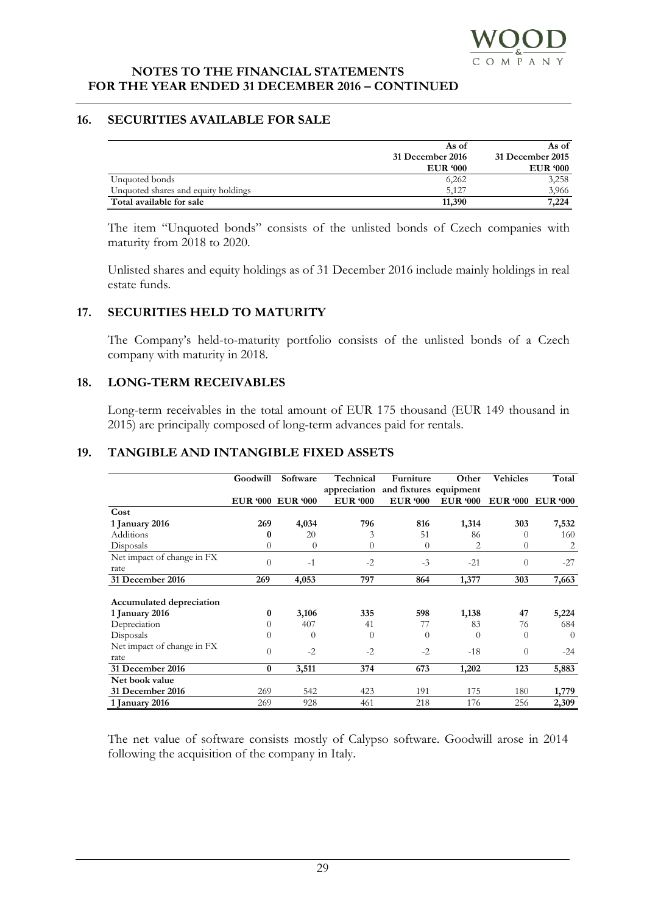# NOTES TO THE FINANCIAL STATEMENTS FOR THE YEAR ENDED 31 DECEMBER 2016 – CONTINUED

## 16. SECURITIES AVAILABLE FOR SALE

| | As of 31 December 2016 EUR '000 | As of 31 December 2015 EUR '000 |
|---|---|---|
| Unquoted bonds | 6,262 | 3,258 |
| Unquoted shares and equity holdings | 5,127 | 3,966 |
| **Total available for sale** | **11,390** | **7,224** |

The item "Unquoted bonds" consists of the unlisted bonds of Czech companies with maturity from 2018 to 2020.

Unlisted shares and equity holdings as of 31 December 2016 include mainly holdings in real estate funds.

## 17. SECURITIES HELD TO MATURITY

The Company's held-to-maturity portfolio consists of the unlisted bonds of a Czech company with maturity in 2018.

## 18. LONG-TERM RECEIVABLES

Long-term receivables in the total amount of EUR 175 thousand (EUR 149 thousand in 2015) are principally composed of long-term advances paid for rentals.

## 19. TANGIBLE AND INTANGIBLE FIXED ASSETS

| | Goodwill EUR '000 | Software EUR '000 | Technical appreciation EUR '000 | Furniture and fixtures EUR '000 | Other equipment EUR '000 | Vehicles EUR '000 | Total EUR '000 |
|---|---|---|---|---|---|---|---|
| **Cost** | | | | | | | |
| **1 January 2016** | **269** | **4,034** | **796** | **816** | **1,314** | **303** | **7,532** |
| Additions | **0** | 20 | 3 | 51 | 86 | 0 | 160 |
| Disposals | 0 | 0 | 0 | 0 | 2 | 0 | 2 |
| Net impact of change in FX rate | 0 | -1 | -2 | -3 | -21 | 0 | -27 |
| **31 December 2016** | **269** | **4,053** | **797** | **864** | **1,377** | **303** | **7,663** |
| | | | | | | | |
| **Accumulated depreciation** | | | | | | | |
| **1 January 2016** | **0** | **3,106** | **335** | **598** | **1,138** | **47** | **5,224** |
| Depreciation | 0 | 407 | 41 | 77 | 83 | 76 | 684 |
| Disposals | 0 | 0 | 0 | 0 | 0 | 0 | 0 |
| Net impact of change in FX rate | 0 | -2 | -2 | -2 | -18 | 0 | -24 |
| **31 December 2016** | **0** | **3,511** | **374** | **673** | **1,202** | **123** | **5,883** |
| **Net book value** | | | | | | | |
| **31 December 2016** | 269 | 542 | 423 | 191 | 175 | 180 | **1,779** |
| **1 January 2016** | 269 | 928 | 461 | 218 | 176 | 256 | **2,309** |

The net value of software consists mostly of Calypso software. Goodwill arose in 2014 following the acquisition of the company in Italy.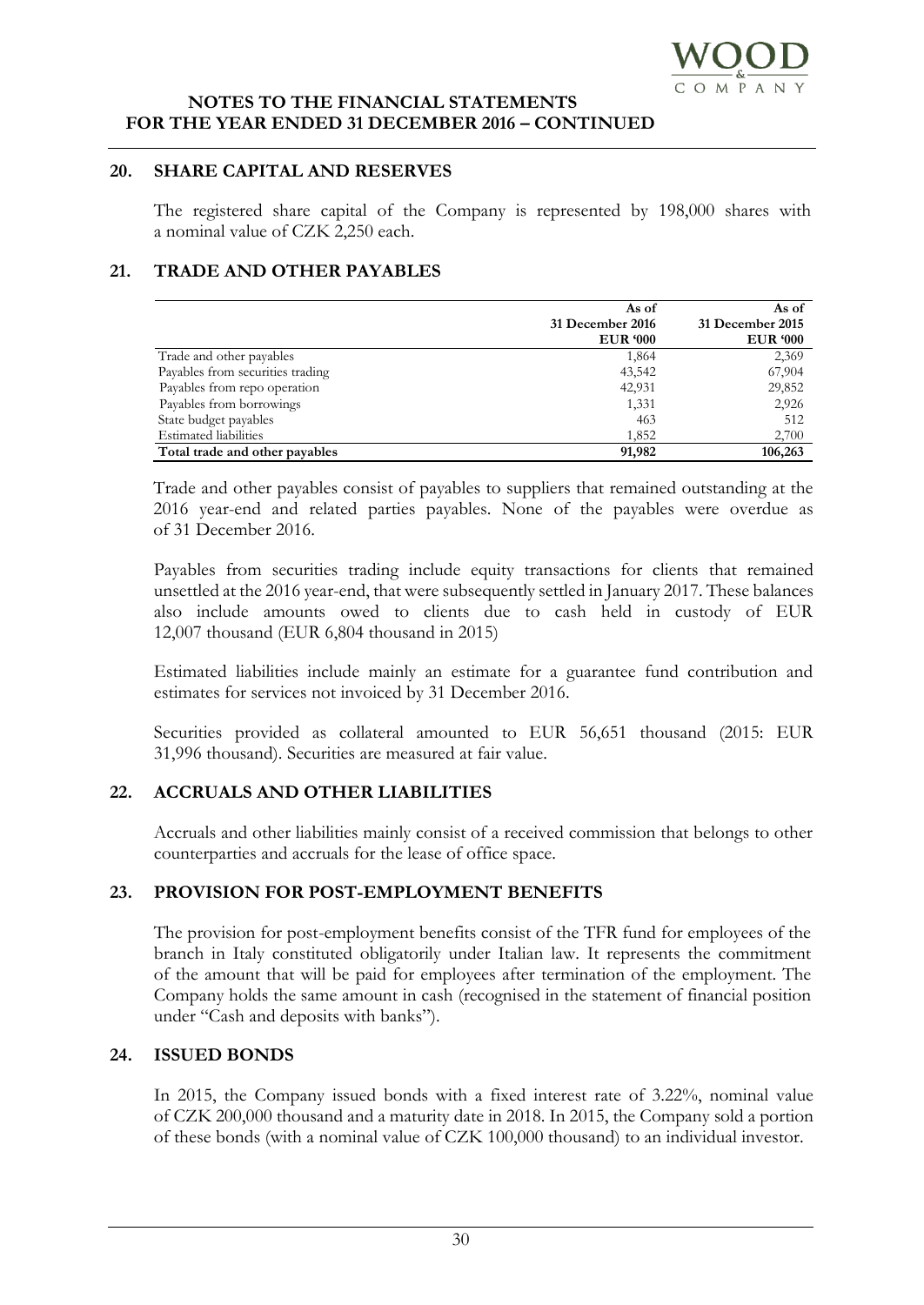## 20. SHARE CAPITAL AND RESERVES

The registered share capital of the Company is represented by 198,000 shares with a nominal value of CZK 2,250 each.

## 21. TRADE AND OTHER PAYABLES

| | As of 31 December 2016 EUR '000 | As of 31 December 2015 EUR '000 |
|---|---|---|
| Trade and other payables | 1,864 | 2,369 |
| Payables from securities trading | 43,542 | 67,904 |
| Payables from repo operation | 42,931 | 29,852 |
| Payables from borrowings | 1,331 | 2,926 |
| State budget payables | 463 | 512 |
| Estimated liabilities | 1,852 | 2,700 |
| **Total trade and other payables** | **91,982** | **106,263** |

Trade and other payables consist of payables to suppliers that remained outstanding at the 2016 year-end and related parties payables. None of the payables were overdue as of 31 December 2016.

Payables from securities trading include equity transactions for clients that remained unsettled at the 2016 year-end, that were subsequently settled in January 2017. These balances also include amounts owed to clients due to cash held in custody of EUR 12,007 thousand (EUR 6,804 thousand in 2015)

Estimated liabilities include mainly an estimate for a guarantee fund contribution and estimates for services not invoiced by 31 December 2016.

Securities provided as collateral amounted to EUR 56,651 thousand (2015: EUR 31,996 thousand). Securities are measured at fair value.

## 22. ACCRUALS AND OTHER LIABILITIES

Accruals and other liabilities mainly consist of a received commission that belongs to other counterparties and accruals for the lease of office space.

## 23. PROVISION FOR POST-EMPLOYMENT BENEFITS

The provision for post-employment benefits consist of the TFR fund for employees of the branch in Italy constituted obligatorily under Italian law. It represents the commitment of the amount that will be paid for employees after termination of the employment. The Company holds the same amount in cash (recognised in the statement of financial position under "Cash and deposits with banks").

## 24. ISSUED BONDS

In 2015, the Company issued bonds with a fixed interest rate of 3.22%, nominal value of CZK 200,000 thousand and a maturity date in 2018. In 2015, the Company sold a portion of these bonds (with a nominal value of CZK 100,000 thousand) to an individual investor.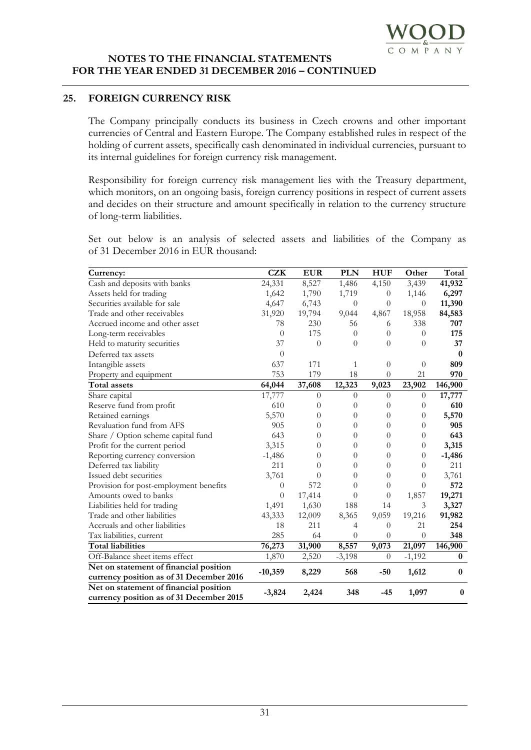## 25. FOREIGN CURRENCY RISK

The Company principally conducts its business in Czech crowns and other important currencies of Central and Eastern Europe. The Company established rules in respect of the holding of current assets, specifically cash denominated in individual currencies, pursuant to its internal guidelines for foreign currency risk management.

Responsibility for foreign currency risk management lies with the Treasury department, which monitors, on an ongoing basis, foreign currency positions in respect of current assets and decides on their structure and amount specifically in relation to the currency structure of long-term liabilities.

Set out below is an analysis of selected assets and liabilities of the Company as of 31 December 2016 in EUR thousand:

| Currency: | CZK | EUR | PLN | HUF | Other | Total |
|---|---|---|---|---|---|---|
| Cash and deposits with banks | 24,331 | 8,527 | 1,486 | 4,150 | 3,439 | **41,932** |
| Assets held for trading | 1,642 | 1,790 | 1,719 | 0 | 1,146 | **6,297** |
| Securities available for sale | 4,647 | 6,743 | 0 | 0 | 0 | **11,390** |
| Trade and other receivables | 31,920 | 19,794 | 9,044 | 4,867 | 18,958 | **84,583** |
| Accrued income and other asset | 78 | 230 | 56 | 6 | 338 | **707** |
| Long-term receivables | 0 | 175 | 0 | 0 | 0 | **175** |
| Held to maturity securities | 37 | 0 | 0 | 0 | 0 | **37** |
| Deferred tax assets | 0 | | | | | **0** |
| Intangible assets | 637 | 171 | 1 | 0 | 0 | **809** |
| Property and equipment | 753 | 179 | 18 | 0 | 21 | **970** |
| **Total assets** | **64,044** | **37,608** | **12,323** | **9,023** | **23,902** | **146,900** |
| Share capital | 17,777 | 0 | 0 | 0 | 0 | **17,777** |
| Reserve fund from profit | 610 | 0 | 0 | 0 | 0 | **610** |
| Retained earnings | 5,570 | 0 | 0 | 0 | 0 | **5,570** |
| Revaluation fund from AFS | 905 | 0 | 0 | 0 | 0 | **905** |
| Share / Option scheme capital fund | 643 | 0 | 0 | 0 | 0 | **643** |
| Profit for the current period | 3,315 | 0 | 0 | 0 | 0 | **3,315** |
| Reporting currency conversion | -1,486 | 0 | 0 | 0 | 0 | **-1,486** |
| Deferred tax liability | 211 | 0 | 0 | 0 | 0 | 211 |
| Issued debt securities | 3,761 | 0 | 0 | 0 | 0 | 3,761 |
| Provision for post-employment benefits | 0 | 572 | 0 | 0 | 0 | **572** |
| Amounts owed to banks | 0 | 17,414 | 0 | 0 | 1,857 | **19,271** |
| Liabilities held for trading | 1,491 | 1,630 | 188 | 14 | 3 | **3,327** |
| Trade and other liabilities | 43,333 | 12,009 | 8,365 | 9,059 | 19,216 | **91,982** |
| Accruals and other liabilities | 18 | 211 | 4 | 0 | 21 | **254** |
| Tax liabilities, current | 285 | 64 | 0 | 0 | 0 | **348** |
| **Total liabilities** | **76,273** | **31,900** | **8,557** | **9,073** | **21,097** | **146,900** |
| Off-Balance sheet items effect | 1,870 | 2,520 | -3,198 | 0 | -1,192 | **0** |
| **Net on statement of financial position currency position as of 31 December 2016** | **-10,359** | **8,229** | **568** | **-50** | **1,612** | **0** |
| **Net on statement of financial position currency position as of 31 December 2015** | **-3,824** | **2,424** | **348** | **-45** | **1,097** | **0** |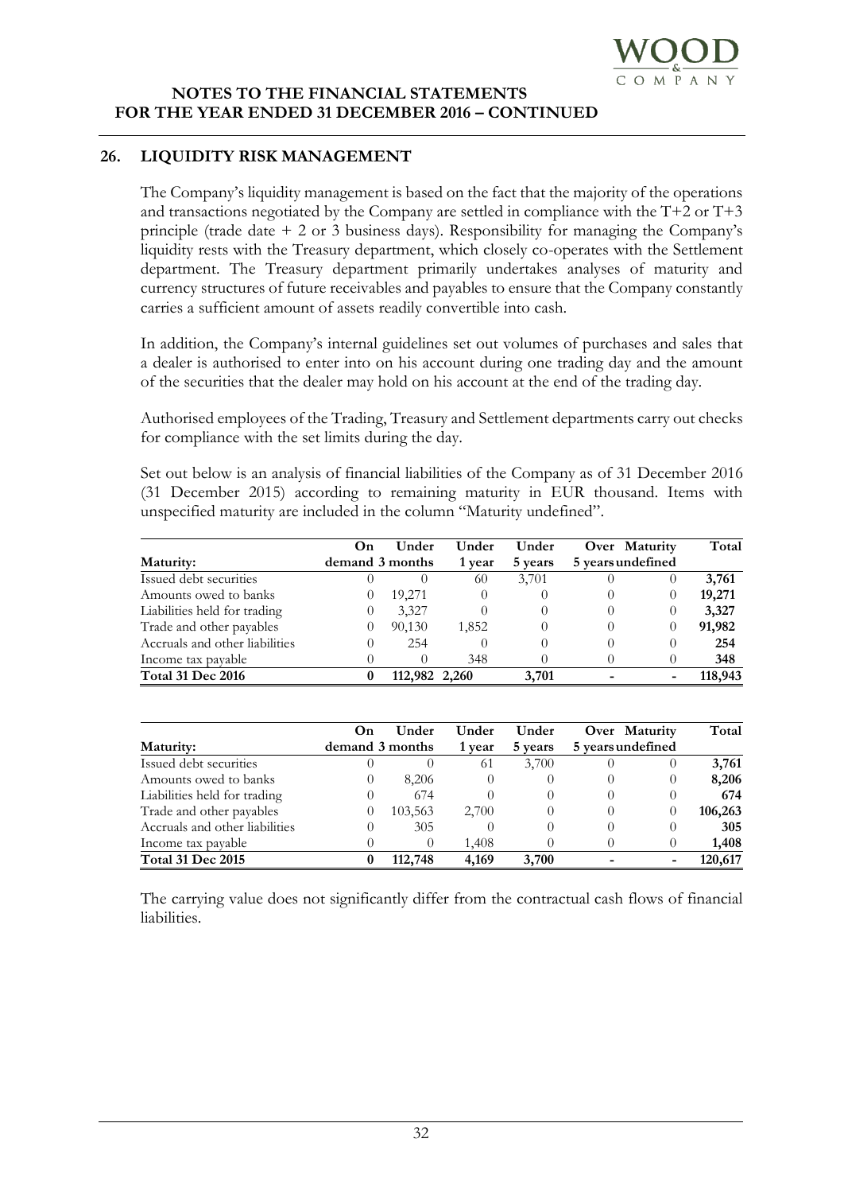## 26. LIQUIDITY RISK MANAGEMENT

The Company's liquidity management is based on the fact that the majority of the operations and transactions negotiated by the Company are settled in compliance with the T+2 or T+3 principle (trade date + 2 or 3 business days). Responsibility for managing the Company's liquidity rests with the Treasury department, which closely co-operates with the Settlement department. The Treasury department primarily undertakes analyses of maturity and currency structures of future receivables and payables to ensure that the Company constantly carries a sufficient amount of assets readily convertible into cash.

In addition, the Company's internal guidelines set out volumes of purchases and sales that a dealer is authorised to enter into on his account during one trading day and the amount of the securities that the dealer may hold on his account at the end of the trading day.

Authorised employees of the Trading, Treasury and Settlement departments carry out checks for compliance with the set limits during the day.

Set out below is an analysis of financial liabilities of the Company as of 31 December 2016 (31 December 2015) according to remaining maturity in EUR thousand. Items with unspecified maturity are included in the column "Maturity undefined".

| Maturity: | On demand | Under 3 months | Under 1 year | Under 5 years | Over 5 years | Maturity undefined | Total |
|---|---|---|---|---|---|---|---|
| Issued debt securities | 0 | 0 | 60 | 3,701 | 0 | 0 | **3,761** |
| Amounts owed to banks | 0 | 19,271 | 0 | 0 | 0 | 0 | **19,271** |
| Liabilities held for trading | 0 | 3,327 | 0 | 0 | 0 | 0 | **3,327** |
| Trade and other payables | 0 | 90,130 | 1,852 | 0 | 0 | 0 | **91,982** |
| Accruals and other liabilities | 0 | 254 | 0 | 0 | 0 | 0 | **254** |
| Income tax payable | 0 | 0 | 348 | 0 | 0 | 0 | **348** |
| **Total 31 Dec 2016** | **0** | **112,982** | **2,260** | **3,701** | **-** | **-** | **118,943** |

| Maturity: | On demand | Under 3 months | Under 1 year | Under 5 years | Over 5 years | Maturity undefined | Total |
|---|---|---|---|---|---|---|---|
| Issued debt securities | 0 | 0 | 61 | 3,700 | 0 | 0 | **3,761** |
| Amounts owed to banks | 0 | 8,206 | 0 | 0 | 0 | 0 | **8,206** |
| Liabilities held for trading | 0 | 674 | 0 | 0 | 0 | 0 | **674** |
| Trade and other payables | 0 | 103,563 | 2,700 | 0 | 0 | 0 | **106,263** |
| Accruals and other liabilities | 0 | 305 | 0 | 0 | 0 | 0 | **305** |
| Income tax payable | 0 | 0 | 1,408 | 0 | 0 | 0 | **1,408** |
| **Total 31 Dec 2015** | **0** | **112,748** | **4,169** | **3,700** | **-** | **-** | **120,617** |

The carrying value does not significantly differ from the contractual cash flows of financial liabilities.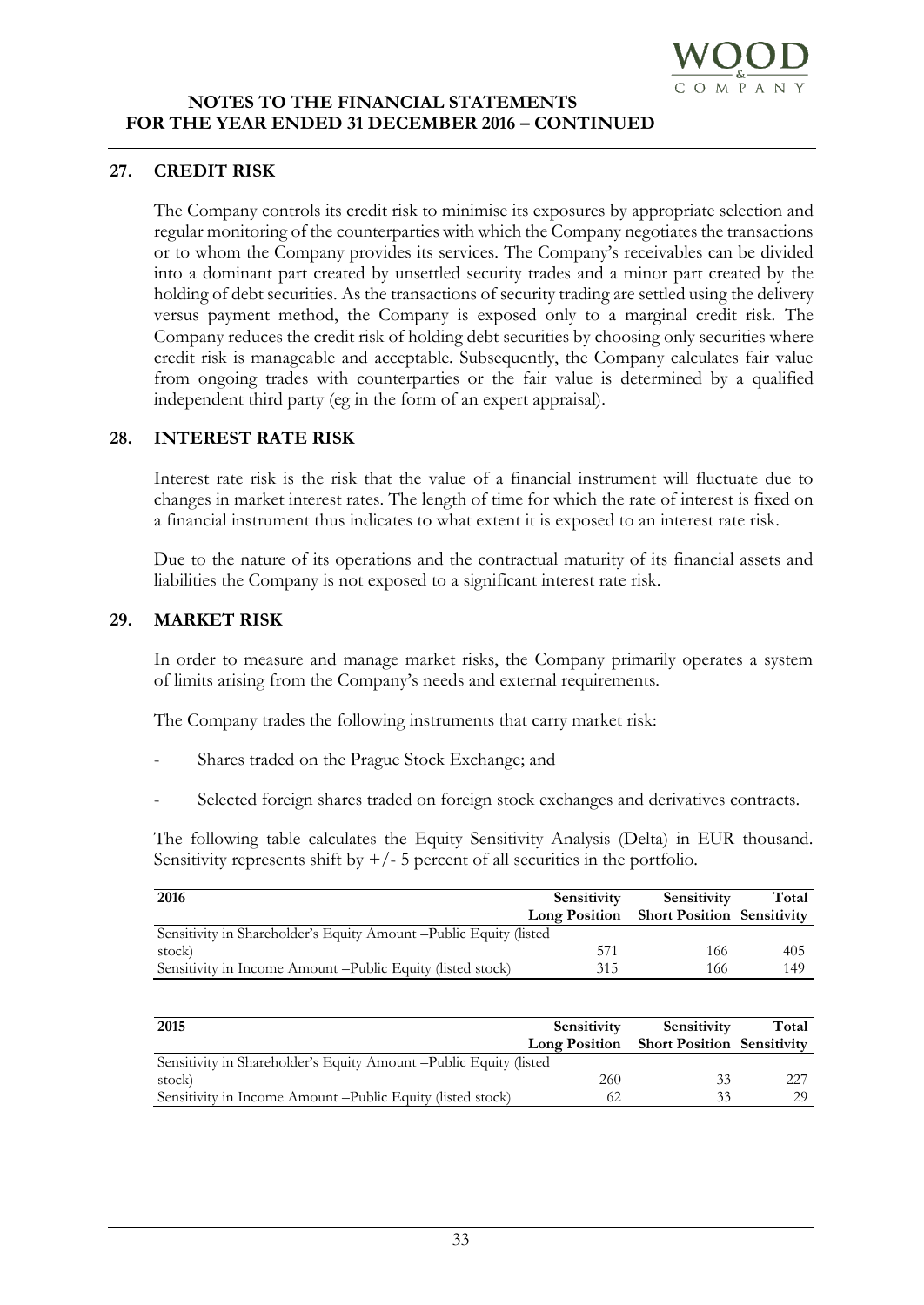## 27. CREDIT RISK

The Company controls its credit risk to minimise its exposures by appropriate selection and regular monitoring of the counterparties with which the Company negotiates the transactions or to whom the Company provides its services. The Company's receivables can be divided into a dominant part created by unsettled security trades and a minor part created by the holding of debt securities. As the transactions of security trading are settled using the delivery versus payment method, the Company is exposed only to a marginal credit risk. The Company reduces the credit risk of holding debt securities by choosing only securities where credit risk is manageable and acceptable. Subsequently, the Company calculates fair value from ongoing trades with counterparties or the fair value is determined by a qualified independent third party (eg in the form of an expert appraisal).

## 28. INTEREST RATE RISK

Interest rate risk is the risk that the value of a financial instrument will fluctuate due to changes in market interest rates. The length of time for which the rate of interest is fixed on a financial instrument thus indicates to what extent it is exposed to an interest rate risk.

Due to the nature of its operations and the contractual maturity of its financial assets and liabilities the Company is not exposed to a significant interest rate risk.

## 29. MARKET RISK

In order to measure and manage market risks, the Company primarily operates a system of limits arising from the Company's needs and external requirements.

The Company trades the following instruments that carry market risk:

- Shares traded on the Prague Stock Exchange; and
- Selected foreign shares traded on foreign stock exchanges and derivatives contracts.

The following table calculates the Equity Sensitivity Analysis (Delta) in EUR thousand. Sensitivity represents shift by +/- 5 percent of all securities in the portfolio.

| 2016 | Sensitivity Long Position | Sensitivity Short Position | Total Sensitivity |
|---|---|---|---|
| Sensitivity in Shareholder's Equity Amount –Public Equity (listed stock) | 571 | 166 | 405 |
| Sensitivity in Income Amount –Public Equity (listed stock) | 315 | 166 | 149 |

| 2015 | Sensitivity Long Position | Sensitivity Short Position | Total Sensitivity |
|---|---|---|---|
| Sensitivity in Shareholder's Equity Amount –Public Equity (listed stock) | 260 | 33 | 227 |
| Sensitivity in Income Amount –Public Equity (listed stock) | 62 | 33 | 29 |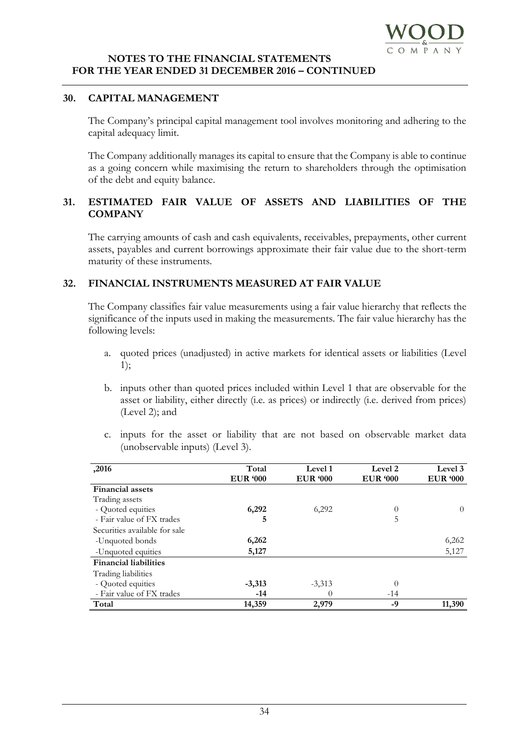## 30. CAPITAL MANAGEMENT

The Company's principal capital management tool involves monitoring and adhering to the capital adequacy limit.

The Company additionally manages its capital to ensure that the Company is able to continue as a going concern while maximising the return to shareholders through the optimisation of the debt and equity balance.

## 31. ESTIMATED FAIR VALUE OF ASSETS AND LIABILITIES OF THE COMPANY

The carrying amounts of cash and cash equivalents, receivables, prepayments, other current assets, payables and current borrowings approximate their fair value due to the short-term maturity of these instruments.

## 32. FINANCIAL INSTRUMENTS MEASURED AT FAIR VALUE

The Company classifies fair value measurements using a fair value hierarchy that reflects the significance of the inputs used in making the measurements. The fair value hierarchy has the following levels:

a. quoted prices (unadjusted) in active markets for identical assets or liabilities (Level 1);

b. inputs other than quoted prices included within Level 1 that are observable for the asset or liability, either directly (i.e. as prices) or indirectly (i.e. derived from prices) (Level 2); and

c. inputs for the asset or liability that are not based on observable market data (unobservable inputs) (Level 3).

| ,2016 | Total EUR '000 | Level 1 EUR '000 | Level 2 EUR '000 | Level 3 EUR '000 |
|---|---|---|---|---|
| **Financial assets** | | | | |
| Trading assets | | | | |
| - Quoted equities | **6,292** | 6,292 | 0 | 0 |
| - Fair value of FX trades | **5** | | 5 | |
| Securities available for sale | | | | |
| -Unquoted bonds | **6,262** | | | 6,262 |
| -Unquoted equities | **5,127** | | | 5,127 |
| **Financial liabilities** | | | | |
| Trading liabilities | | | | |
| - Quoted equities | **-3,313** | -3,313 | 0 | |
| - Fair value of FX trades | **-14** | 0 | -14 | |
| **Total** | **14,359** | **2,979** | **-9** | **11,390** |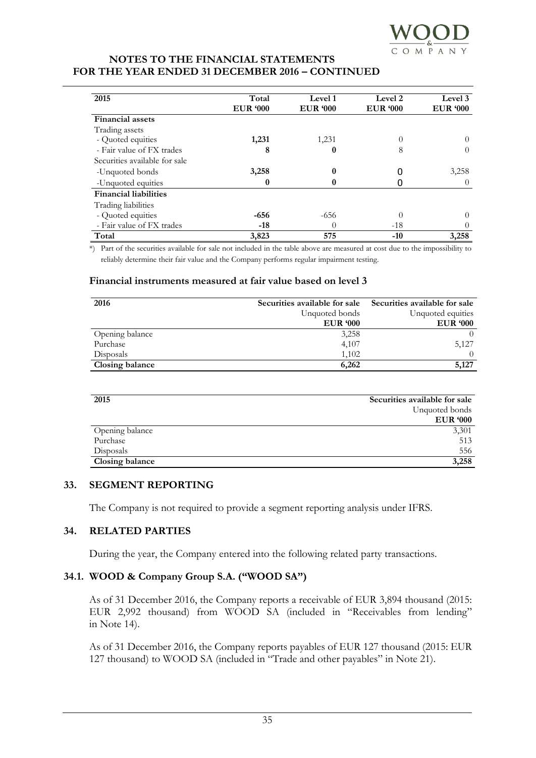| 2015 | Total EUR '000 | Level 1 EUR '000 | Level 2 EUR '000 | Level 3 EUR '000 |
|---|---|---|---|---|
| **Financial assets** | | | | |
| Trading assets | | | | |
| - Quoted equities | **1,231** | 1,231 | 0 | 0 |
| - Fair value of FX trades | **8** | **0** | 8 | 0 |
| Securities available for sale | | | | |
| -Unquoted bonds | **3,258** | **0** | 0 | 3,258 |
| -Unquoted equities | **0** | **0** | 0 | 0 |
| **Financial liabilities** | | | | |
| Trading liabilities | | | | |
| - Quoted equities | **-656** | -656 | 0 | 0 |
| - Fair value of FX trades | **-18** | 0 | -18 | 0 |
| **Total** | **3,823** | **575** | **-10** | **3,258** |

*) Part of the securities available for sale not included in the table above are measured at cost due to the impossibility to reliably determine their fair value and the Company performs regular impairment testing.

**Financial instruments measured at fair value based on level 3**

| 2016 | Securities available for sale Unquoted bonds EUR '000 | Securities available for sale Unquoted equities EUR '000 |
|---|---|---|
| Opening balance | 3,258 | 0 |
| Purchase | 4,107 | 5,127 |
| Disposals | 1,102 | 0 |
| **Closing balance** | **6,262** | **5,127** |

| 2015 | Securities available for sale Unquoted bonds EUR '000 |
|---|---|
| Opening balance | 3,301 |
| Purchase | 513 |
| Disposals | 556 |
| **Closing balance** | **3,258** |

## 33. SEGMENT REPORTING

The Company is not required to provide a segment reporting analysis under IFRS.

## 34. RELATED PARTIES

During the year, the Company entered into the following related party transactions.

### 34.1. WOOD & Company Group S.A. ("WOOD SA")

As of 31 December 2016, the Company reports a receivable of EUR 3,894 thousand (2015: EUR 2,992 thousand) from WOOD SA (included in "Receivables from lending" in Note 14).

As of 31 December 2016, the Company reports payables of EUR 127 thousand (2015: EUR 127 thousand) to WOOD SA (included in "Trade and other payables" in Note 21).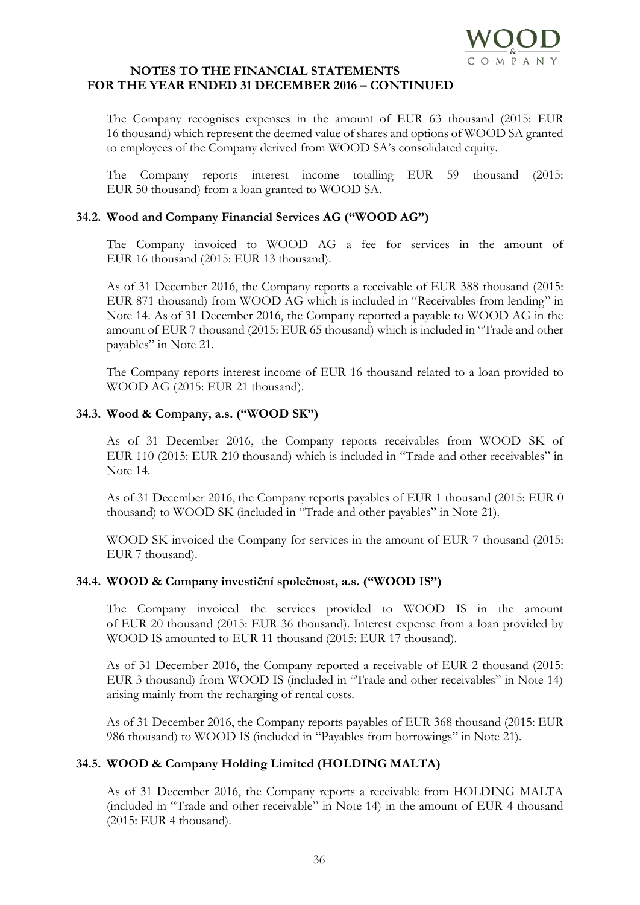The Company recognises expenses in the amount of EUR 63 thousand (2015: EUR 16 thousand) which represent the deemed value of shares and options of WOOD SA granted to employees of the Company derived from WOOD SA's consolidated equity.

The Company reports interest income totalling EUR 59 thousand (2015: EUR 50 thousand) from a loan granted to WOOD SA.

### 34.2. Wood and Company Financial Services AG ("WOOD AG")

The Company invoiced to WOOD AG a fee for services in the amount of EUR 16 thousand (2015: EUR 13 thousand).

As of 31 December 2016, the Company reports a receivable of EUR 388 thousand (2015: EUR 871 thousand) from WOOD AG which is included in "Receivables from lending" in Note 14. As of 31 December 2016, the Company reported a payable to WOOD AG in the amount of EUR 7 thousand (2015: EUR 65 thousand) which is included in "Trade and other payables" in Note 21.

The Company reports interest income of EUR 16 thousand related to a loan provided to WOOD AG (2015: EUR 21 thousand).

### 34.3. Wood & Company, a.s. ("WOOD SK")

As of 31 December 2016, the Company reports receivables from WOOD SK of EUR 110 (2015: EUR 210 thousand) which is included in "Trade and other receivables" in Note 14.

As of 31 December 2016, the Company reports payables of EUR 1 thousand (2015: EUR 0 thousand) to WOOD SK (included in "Trade and other payables" in Note 21).

WOOD SK invoiced the Company for services in the amount of EUR 7 thousand (2015: EUR 7 thousand).

### 34.4. WOOD & Company investiční společnost, a.s. ("WOOD IS")

The Company invoiced the services provided to WOOD IS in the amount of EUR 20 thousand (2015: EUR 36 thousand). Interest expense from a loan provided by WOOD IS amounted to EUR 11 thousand (2015: EUR 17 thousand).

As of 31 December 2016, the Company reported a receivable of EUR 2 thousand (2015: EUR 3 thousand) from WOOD IS (included in "Trade and other receivables" in Note 14) arising mainly from the recharging of rental costs.

As of 31 December 2016, the Company reports payables of EUR 368 thousand (2015: EUR 986 thousand) to WOOD IS (included in "Payables from borrowings" in Note 21).

### 34.5. WOOD & Company Holding Limited (HOLDING MALTA)

As of 31 December 2016, the Company reports a receivable from HOLDING MALTA (included in "Trade and other receivable" in Note 14) in the amount of EUR 4 thousand (2015: EUR 4 thousand).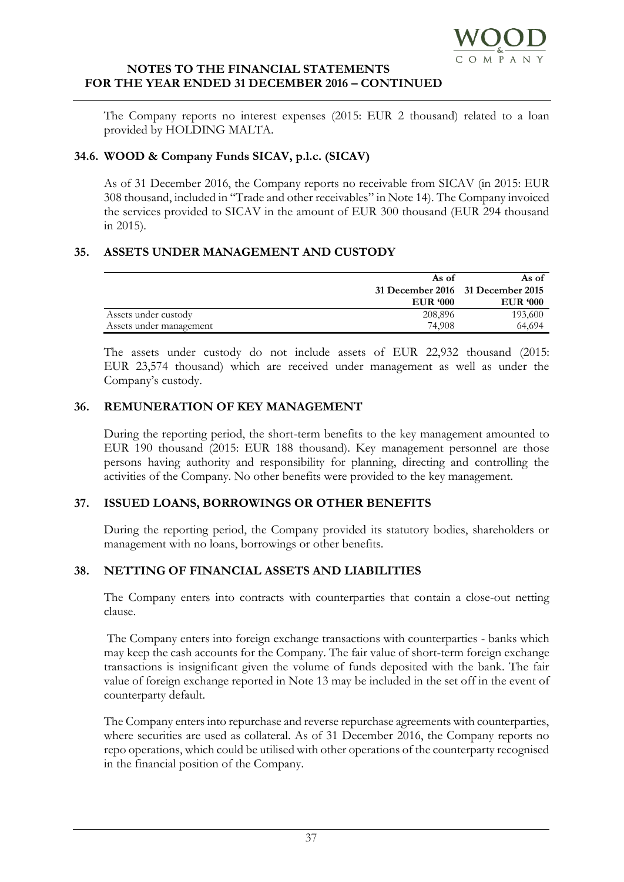The Company reports no interest expenses (2015: EUR 2 thousand) related to a loan provided by HOLDING MALTA.

### 34.6. WOOD & Company Funds SICAV, p.l.c. (SICAV)

As of 31 December 2016, the Company reports no receivable from SICAV (in 2015: EUR 308 thousand, included in "Trade and other receivables" in Note 14). The Company invoiced the services provided to SICAV in the amount of EUR 300 thousand (EUR 294 thousand in 2015).

## 35. ASSETS UNDER MANAGEMENT AND CUSTODY

| | As of 31 December 2016 EUR '000 | As of 31 December 2015 EUR '000 |
|---|---|---|
| Assets under custody | 208,896 | 193,600 |
| Assets under management | 74,908 | 64,694 |

The assets under custody do not include assets of EUR 22,932 thousand (2015: EUR 23,574 thousand) which are received under management as well as under the Company's custody.

## 36. REMUNERATION OF KEY MANAGEMENT

During the reporting period, the short-term benefits to the key management amounted to EUR 190 thousand (2015: EUR 188 thousand). Key management personnel are those persons having authority and responsibility for planning, directing and controlling the activities of the Company. No other benefits were provided to the key management.

## 37. ISSUED LOANS, BORROWINGS OR OTHER BENEFITS

During the reporting period, the Company provided its statutory bodies, shareholders or management with no loans, borrowings or other benefits.

## 38. NETTING OF FINANCIAL ASSETS AND LIABILITIES

The Company enters into contracts with counterparties that contain a close-out netting clause.

The Company enters into foreign exchange transactions with counterparties - banks which may keep the cash accounts for the Company. The fair value of short-term foreign exchange transactions is insignificant given the volume of funds deposited with the bank. The fair value of foreign exchange reported in Note 13 may be included in the set off in the event of counterparty default.

The Company enters into repurchase and reverse repurchase agreements with counterparties, where securities are used as collateral. As of 31 December 2016, the Company reports no repo operations, which could be utilised with other operations of the counterparty recognised in the financial position of the Company.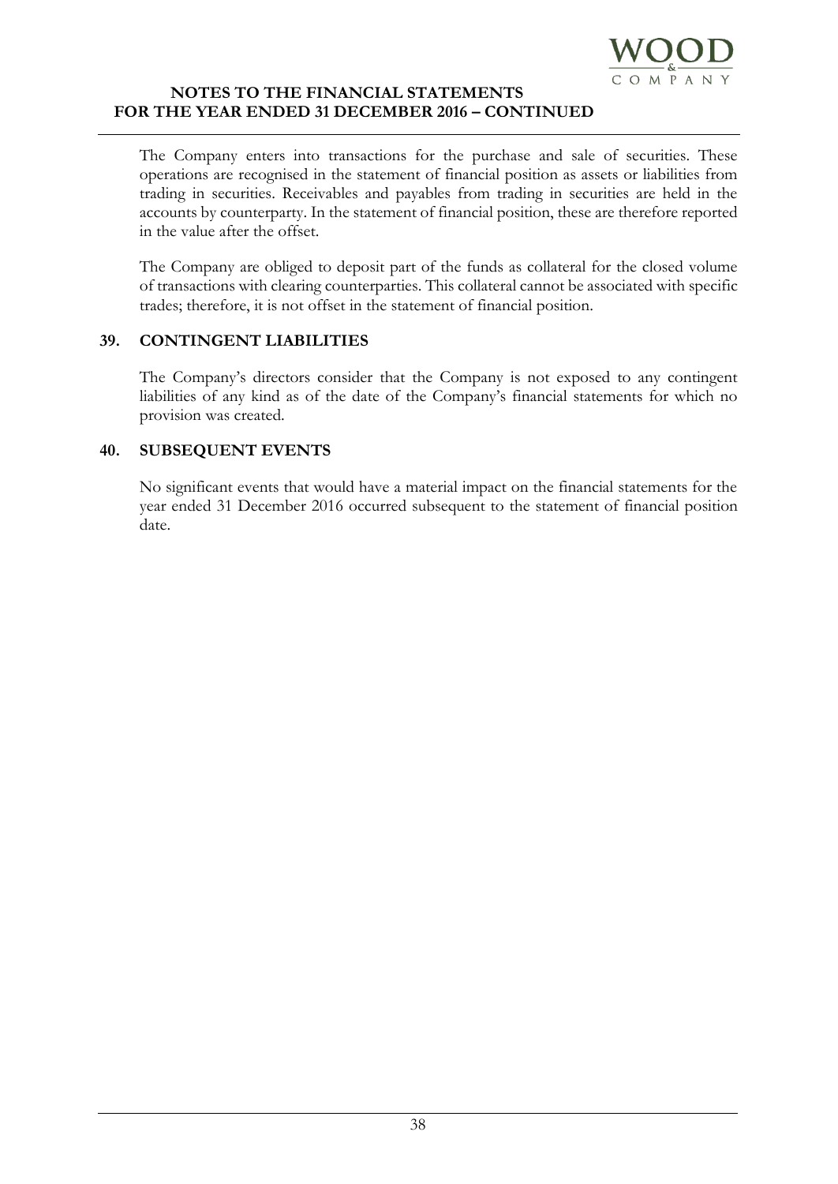The Company enters into transactions for the purchase and sale of securities. These operations are recognised in the statement of financial position as assets or liabilities from trading in securities. Receivables and payables from trading in securities are held in the accounts by counterparty. In the statement of financial position, these are therefore reported in the value after the offset.

The Company are obliged to deposit part of the funds as collateral for the closed volume of transactions with clearing counterparties. This collateral cannot be associated with specific trades; therefore, it is not offset in the statement of financial position.

## 39. CONTINGENT LIABILITIES

The Company's directors consider that the Company is not exposed to any contingent liabilities of any kind as of the date of the Company's financial statements for which no provision was created.

## 40. SUBSEQUENT EVENTS

No significant events that would have a material impact on the financial statements for the year ended 31 December 2016 occurred subsequent to the statement of financial position date.